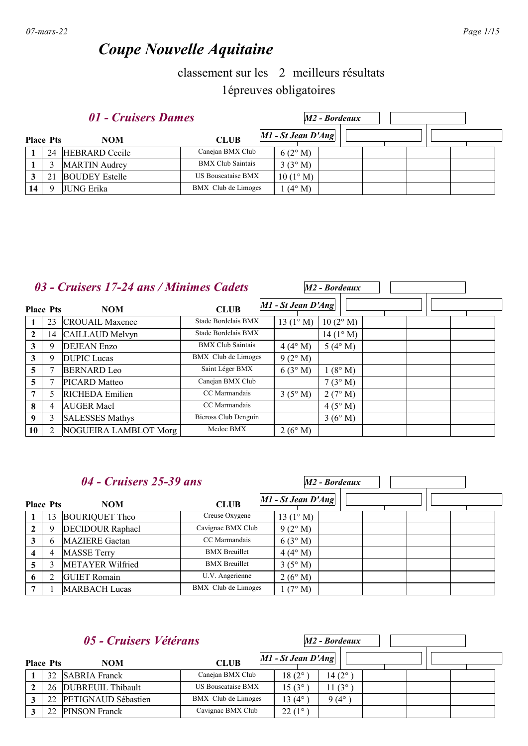# Coupe Nouvelle Aquitaine

classement sur les 2 meilleurs résultats

1épreuves obligatoires

## 01 - Cruisers Dames

| Place | Pts | NOM | CLUB | M1 - St Jean D'Ang | M2 - Bordeaux | | | |
|---|---|---|---|---|---|---|---|---|
| 1 | 24 | HEBRARD Cecile | Canejan BMX Club | 6 (2° M) | | | | |
| 1 | 3 | MARTIN Audrey | BMX Club Saintais | 3 (3° M) | | | | |
| 3 | 21 | BOUDEY Estelle | US Bouscataise BMX | 10 (1° M) | | | | |
| 14 | 9 | JUNG Erika | BMX Club de Limoges | 1 (4° M) | | | | |

## 03 - Cruisers 17-24 ans / Minimes Cadets

| Place | Pts | NOM | CLUB | M1 - St Jean D'Ang | M2 - Bordeaux | | | |
|---|---|---|---|---|---|---|---|---|
| 1 | 23 | CROUAIL Maxence | Stade Bordelais BMX | 13 (1° M) | 10 (2° M) | | | |
| 2 | 14 | CAILLAUD Melvyn | Stade Bordelais BMX | | 14 (1° M) | | | |
| 3 | 9 | DEJEAN Enzo | BMX Club Saintais | 4 (4° M) | 5 (4° M) | | | |
| 3 | 9 | DUPIC Lucas | BMX Club de Limoges | 9 (2° M) | | | | |
| 5 | 7 | BERNARD Leo | Saint Léger BMX | 6 (3° M) | 1 (8° M) | | | |
| 5 | 7 | PICARD Matteo | Canejan BMX Club | | 7 (3° M) | | | |
| 7 | 5 | RICHEDA Emilien | CC Marmandais | 3 (5° M) | 2 (7° M) | | | |
| 8 | 4 | AUGER Mael | CC Marmandais | | 4 (5° M) | | | |
| 9 | 3 | SALESSES Mathys | Bicross Club Denguin | | 3 (6° M) | | | |
| 10 | 2 | NOGUEIRA LAMBLOT Morg | Medoc BMX | 2 (6° M) | | | | |

## 04 - Cruisers 25-39 ans

| Place | Pts | NOM | CLUB | M1 - St Jean D'Ang | M2 - Bordeaux | | | |
|---|---|---|---|---|---|---|---|---|
| 1 | 13 | BOURIQUET Theo | Creuse Oxygene | 13 (1° M) | | | | |
| 2 | 9 | DECIDOUR Raphael | Cavignac BMX Club | 9 (2° M) | | | | |
| 3 | 6 | MAZIERE Gaetan | CC Marmandais | 6 (3° M) | | | | |
| 4 | 4 | MASSE Terry | BMX Breuillet | 4 (4° M) | | | | |
| 5 | 3 | METAYER Wilfried | BMX Breuillet | 3 (5° M) | | | | |
| 6 | 2 | GUIET Romain | U.V. Angerienne | 2 (6° M) | | | | |
| 7 | 1 | MARBACH Lucas | BMX Club de Limoges | 1 (7° M) | | | | |

## 05 - Cruisers Vétérans

| Place | Pts | NOM | CLUB | M1 - St Jean D'Ang | M2 - Bordeaux | | | |
|---|---|---|---|---|---|---|---|---|
| 1 | 32 | SABRIA Franck | Canejan BMX Club | 18 (2° ) | 14 (2° ) | | | |
| 2 | 26 | DUBREUIL Thibault | US Bouscataise BMX | 15 (3° ) | 11 (3° ) | | | |
| 3 | 22 | PETIGNAUD Sébastien | BMX Club de Limoges | 13 (4° ) | 9 (4° ) | | | |
| 3 | 22 | PINSON Franck | Cavignac BMX Club | 22 (1° ) | | | | |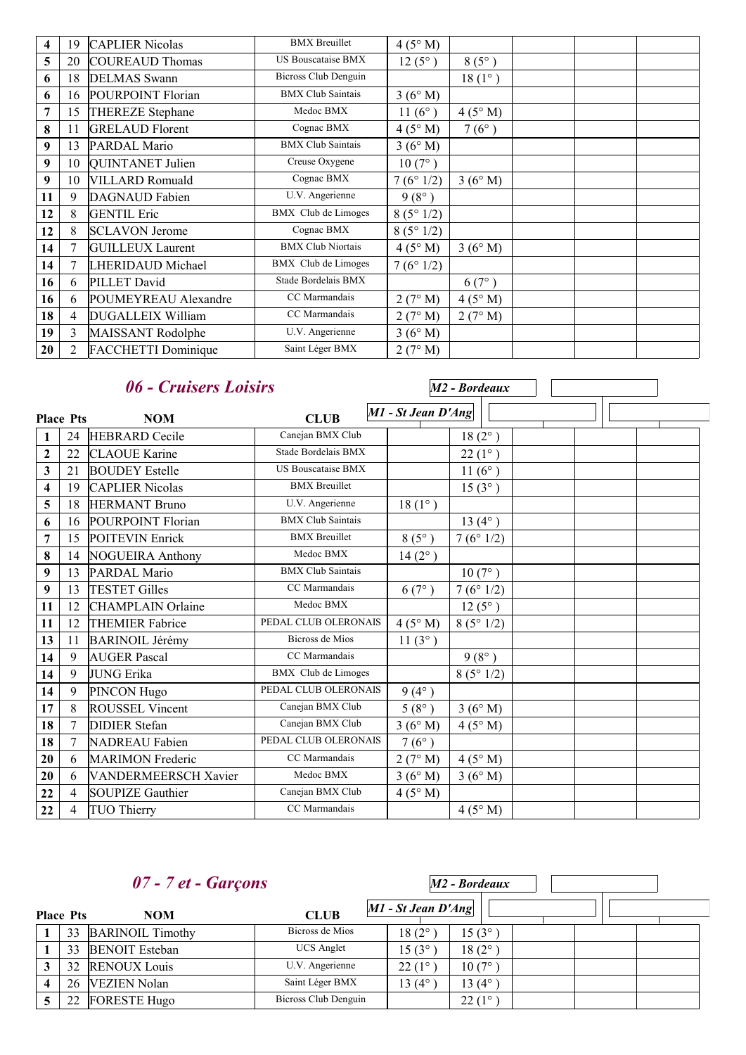| | | | | | | | | |
|---|---|---|---|---|---|---|---|---|
| 4 | 19 | CAPLIER Nicolas | BMX Breuillet | 4 (5° M) | | | | |
| 5 | 20 | COUREAUD Thomas | US Bouscataise BMX | 12 (5° ) | 8 (5° ) | | | |
| 6 | 18 | DELMAS Swann | Bicross Club Denguin | | 18 (1° ) | | | |
| 6 | 16 | POURPOINT Florian | BMX Club Saintais | 3 (6° M) | | | | |
| 7 | 15 | THEREZE Stephane | Medoc BMX | 11 (6° ) | 4 (5° M) | | | |
| 8 | 11 | GRELAUD Florent | Cognac BMX | 4 (5° M) | 7 (6° ) | | | |
| 9 | 13 | PARDAL Mario | BMX Club Saintais | 3 (6° M) | | | | |
| 9 | 10 | QUINTANET Julien | Creuse Oxygene | 10 (7° ) | | | | |
| 9 | 10 | VILLARD Romuald | Cognac BMX | 7 (6° 1/2) | 3 (6° M) | | | |
| 11 | 9 | DAGNAUD Fabien | U.V. Angerienne | 9 (8° ) | | | | |
| 12 | 8 | GENTIL Eric | BMX Club de Limoges | 8 (5° 1/2) | | | | |
| 12 | 8 | SCLAVON Jerome | Cognac BMX | 8 (5° 1/2) | | | | |
| 14 | 7 | GUILLEUX Laurent | BMX Club Niortais | 4 (5° M) | 3 (6° M) | | | |
| 14 | 7 | LHERIDAUD Michael | BMX Club de Limoges | 7 (6° 1/2) | | | | |
| 16 | 6 | PILLET David | Stade Bordelais BMX | | 6 (7° ) | | | |
| 16 | 6 | POUMEYREAU Alexandre | CC Marmandais | 2 (7° M) | 4 (5° M) | | | |
| 18 | 4 | DUGALLEIX William | CC Marmandais | 2 (7° M) | 2 (7° M) | | | |
| 19 | 3 | MAISSANT Rodolphe | U.V. Angerienne | 3 (6° M) | | | | |
| 20 | 2 | FACCHETTI Dominique | Saint Léger BMX | 2 (7° M) | | | | |

## 06 - Cruisers Loisirs

| Place | Pts | NOM | CLUB | M1 - St Jean D'Ang | M2 - Bordeaux | | | |
|---|---|---|---|---|---|---|---|---|
| 1 | 24 | HEBRARD Cecile | Canejan BMX Club | | 18 (2° ) | | | |
| 2 | 22 | CLAOUE Karine | Stade Bordelais BMX | | 22 (1° ) | | | |
| 3 | 21 | BOUDEY Estelle | US Bouscataise BMX | | 11 (6° ) | | | |
| 4 | 19 | CAPLIER Nicolas | BMX Breuillet | | 15 (3° ) | | | |
| 5 | 18 | HERMANT Bruno | U.V. Angerienne | 18 (1° ) | | | | |
| 6 | 16 | POURPOINT Florian | BMX Club Saintais | | 13 (4° ) | | | |
| 7 | 15 | POITEVIN Enrick | BMX Breuillet | 8 (5° ) | 7 (6° 1/2) | | | |
| 8 | 14 | NOGUEIRA Anthony | Medoc BMX | 14 (2° ) | | | | |
| 9 | 13 | PARDAL Mario | BMX Club Saintais | | 10 (7° ) | | | |
| 9 | 13 | TESTET Gilles | CC Marmandais | 6 (7° ) | 7 (6° 1/2) | | | |
| 11 | 12 | CHAMPLAIN Orlaine | Medoc BMX | | 12 (5° ) | | | |
| 11 | 12 | THEMIER Fabrice | PEDAL CLUB OLERONAIS | 4 (5° M) | 8 (5° 1/2) | | | |
| 13 | 11 | BARINOIL Jérémy | Bicross de Mios | 11 (3° ) | | | | |
| 14 | 9 | AUGER Pascal | CC Marmandais | | 9 (8° ) | | | |
| 14 | 9 | JUNG Erika | BMX Club de Limoges | | 8 (5° 1/2) | | | |
| 14 | 9 | PINCON Hugo | PEDAL CLUB OLERONAIS | 9 (4° ) | | | | |
| 17 | 8 | ROUSSEL Vincent | Canejan BMX Club | 5 (8° ) | 3 (6° M) | | | |
| 18 | 7 | DIDIER Stefan | Canejan BMX Club | 3 (6° M) | 4 (5° M) | | | |
| 18 | 7 | NADREAU Fabien | PEDAL CLUB OLERONAIS | 7 (6° ) | | | | |
| 20 | 6 | MARIMON Frederic | CC Marmandais | 2 (7° M) | 4 (5° M) | | | |
| 20 | 6 | VANDERMEERSCH Xavier | Medoc BMX | 3 (6° M) | 3 (6° M) | | | |
| 22 | 4 | SOUPIZE Gauthier | Canejan BMX Club | 4 (5° M) | | | | |
| 22 | 4 | TUO Thierry | CC Marmandais | | 4 (5° M) | | | |

## 07 - 7 et - Garçons

| Place | Pts | NOM | CLUB | M1 - St Jean D'Ang | M2 - Bordeaux | | | |
|---|---|---|---|---|---|---|---|---|
| 1 | 33 | BARINOIL Timothy | Bicross de Mios | 18 (2° ) | 15 (3° ) | | | |
| 1 | 33 | BENOIT Esteban | UCS Anglet | 15 (3° ) | 18 (2° ) | | | |
| 3 | 32 | RENOUX Louis | U.V. Angerienne | 22 (1° ) | 10 (7° ) | | | |
| 4 | 26 | VEZIEN Nolan | Saint Léger BMX | 13 (4° ) | 13 (4° ) | | | |
| 5 | 22 | FORESTE Hugo | Bicross Club Denguin | | 22 (1° ) | | | |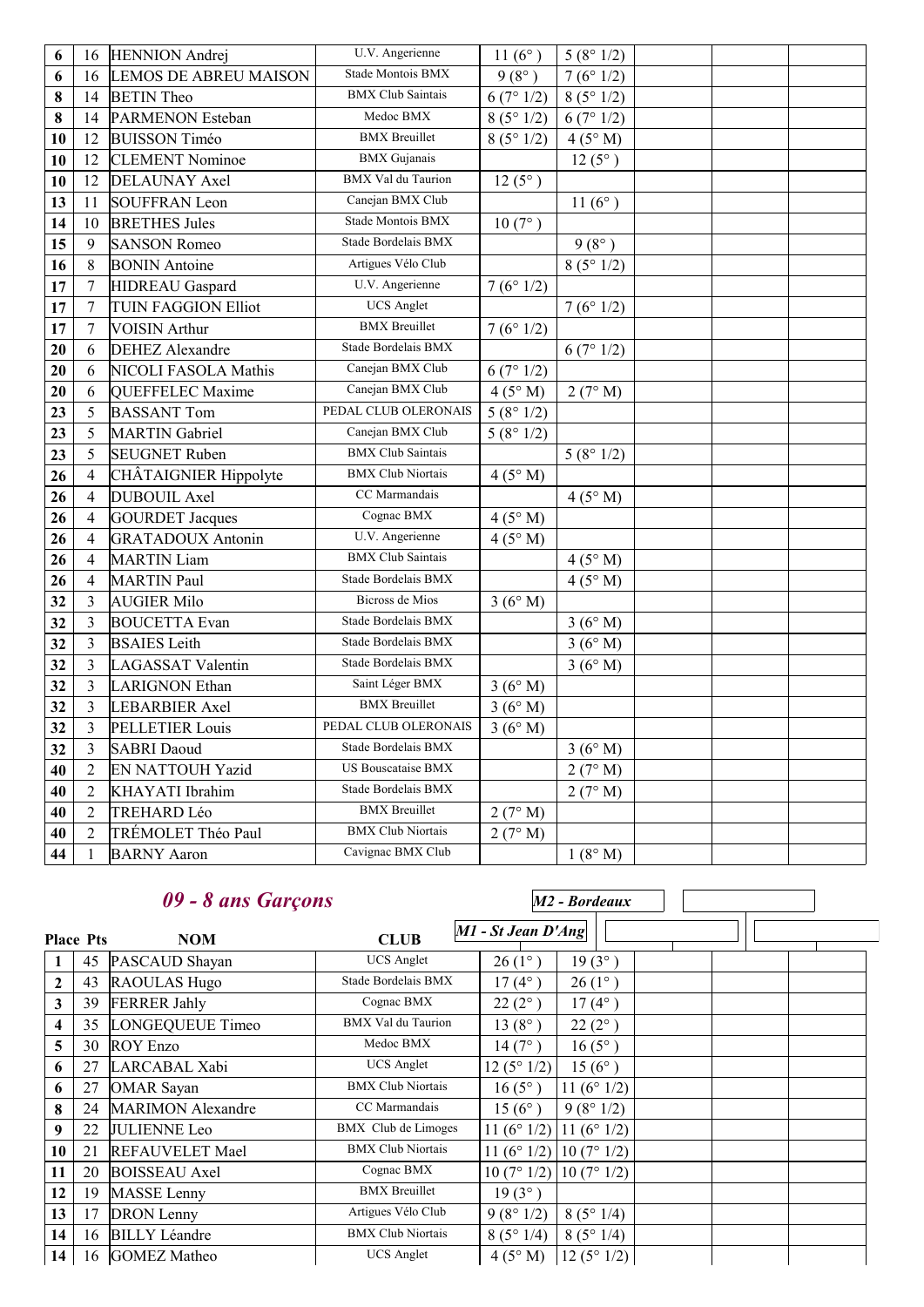| 6 | 16 | HENNION Andrej | U.V. Angerienne | 11 (6° ) | 5 (8° 1/2) | | | |
|---|---|---|---|---|---|---|---|---|
| 6 | 16 | LEMOS DE ABREU MAISON | Stade Montois BMX | 9 (8° ) | 7 (6° 1/2) | | | |
| 8 | 14 | BETIN Theo | BMX Club Saintais | 6 (7° 1/2) | 8 (5° 1/2) | | | |
| 8 | 14 | PARMENON Esteban | Medoc BMX | 8 (5° 1/2) | 6 (7° 1/2) | | | |
| 10 | 12 | BUISSON Timéo | BMX Breuillet | 8 (5° 1/2) | 4 (5° M) | | | |
| 10 | 12 | CLEMENT Nominoe | BMX Gujanais | | 12 (5° ) | | | |
| 10 | 12 | DELAUNAY Axel | BMX Val du Taurion | 12 (5° ) | | | | |
| 13 | 11 | SOUFFRAN Leon | Canejan BMX Club | | 11 (6° ) | | | |
| 14 | 10 | BRETHES Jules | Stade Montois BMX | 10 (7° ) | | | | |
| 15 | 9 | SANSON Romeo | Stade Bordelais BMX | | 9 (8° ) | | | |
| 16 | 8 | BONIN Antoine | Artigues Vélo Club | | 8 (5° 1/2) | | | |
| 17 | 7 | HIDREAU Gaspard | U.V. Angerienne | 7 (6° 1/2) | | | | |
| 17 | 7 | TUIN FAGGION Elliot | UCS Anglet | | 7 (6° 1/2) | | | |
| 17 | 7 | VOISIN Arthur | BMX Breuillet | 7 (6° 1/2) | | | | |
| 20 | 6 | DEHEZ Alexandre | Stade Bordelais BMX | | 6 (7° 1/2) | | | |
| 20 | 6 | NICOLI FASOLA Mathis | Canejan BMX Club | 6 (7° 1/2) | | | | |
| 20 | 6 | QUEFFELEC Maxime | Canejan BMX Club | 4 (5° M) | 2 (7° M) | | | |
| 23 | 5 | BASSANT Tom | PEDAL CLUB OLERONAIS | 5 (8° 1/2) | | | | |
| 23 | 5 | MARTIN Gabriel | Canejan BMX Club | 5 (8° 1/2) | | | | |
| 23 | 5 | SEUGNET Ruben | BMX Club Saintais | | 5 (8° 1/2) | | | |
| 26 | 4 | CHÂTAIGNIER Hippolyte | BMX Club Niortais | 4 (5° M) | | | | |
| 26 | 4 | DUBOUIL Axel | CC Marmandais | | 4 (5° M) | | | |
| 26 | 4 | GOURDET Jacques | Cognac BMX | 4 (5° M) | | | | |
| 26 | 4 | GRATADOUX Antonin | U.V. Angerienne | 4 (5° M) | | | | |
| 26 | 4 | MARTIN Liam | BMX Club Saintais | | 4 (5° M) | | | |
| 26 | 4 | MARTIN Paul | Stade Bordelais BMX | | 4 (5° M) | | | |
| 32 | 3 | AUGIER Milo | Bicross de Mios | 3 (6° M) | | | | |
| 32 | 3 | BOUCETTA Evan | Stade Bordelais BMX | | 3 (6° M) | | | |
| 32 | 3 | BSAIES Leith | Stade Bordelais BMX | | 3 (6° M) | | | |
| 32 | 3 | LAGASSAT Valentin | Stade Bordelais BMX | | 3 (6° M) | | | |
| 32 | 3 | LARIGNON Ethan | Saint Léger BMX | 3 (6° M) | | | | |
| 32 | 3 | LEBARBIER Axel | BMX Breuillet | 3 (6° M) | | | | |
| 32 | 3 | PELLETIER Louis | PEDAL CLUB OLERONAIS | 3 (6° M) | | | | |
| 32 | 3 | SABRI Daoud | Stade Bordelais BMX | | 3 (6° M) | | | |
| 40 | 2 | EN NATTOUH Yazid | US Bouscataise BMX | | 2 (7° M) | | | |
| 40 | 2 | KHAYATI Ibrahim | Stade Bordelais BMX | | 2 (7° M) | | | |
| 40 | 2 | TREHARD Léo | BMX Breuillet | 2 (7° M) | | | | |
| 40 | 2 | TRÉMOLET Théo Paul | BMX Club Niortais | 2 (7° M) | | | | |
| 44 | 1 | BARNY Aaron | Cavignac BMX Club | | 1 (8° M) | | | |

## *09 - 8 ans Garçons*

| Place | Pts | NOM | CLUB | *M1 - St Jean D'Ang* | *M2 - Bordeaux* | | | |
|---|---|---|---|---|---|---|---|---|
| 1 | 45 | PASCAUD Shayan | UCS Anglet | 26 (1° ) | 19 (3° ) | | | |
| 2 | 43 | RAOULAS Hugo | Stade Bordelais BMX | 17 (4° ) | 26 (1° ) | | | |
| 3 | 39 | FERRER Jahly | Cognac BMX | 22 (2° ) | 17 (4° ) | | | |
| 4 | 35 | LONGEQUEUE Timeo | BMX Val du Taurion | 13 (8° ) | 22 (2° ) | | | |
| 5 | 30 | ROY Enzo | Medoc BMX | 14 (7° ) | 16 (5° ) | | | |
| 6 | 27 | LARCABAL Xabi | UCS Anglet | 12 (5° 1/2) | 15 (6° ) | | | |
| 6 | 27 | OMAR Sayan | BMX Club Niortais | 16 (5° ) | 11 (6° 1/2) | | | |
| 8 | 24 | MARIMON Alexandre | CC Marmandais | 15 (6° ) | 9 (8° 1/2) | | | |
| 9 | 22 | JULIENNE Leo | BMX Club de Limoges | 11 (6° 1/2) | 11 (6° 1/2) | | | |
| 10 | 21 | REFAUVELET Mael | BMX Club Niortais | 11 (6° 1/2) | 10 (7° 1/2) | | | |
| 11 | 20 | BOISSEAU Axel | Cognac BMX | 10 (7° 1/2) | 10 (7° 1/2) | | | |
| 12 | 19 | MASSE Lenny | BMX Breuillet | 19 (3° ) | | | | |
| 13 | 17 | DRON Lenny | Artigues Vélo Club | 9 (8° 1/2) | 8 (5° 1/4) | | | |
| 14 | 16 | BILLY Léandre | BMX Club Niortais | 8 (5° 1/4) | 8 (5° 1/4) | | | |
| 14 | 16 | GOMEZ Matheo | UCS Anglet | 4 (5° M) | 12 (5° 1/2) | | | |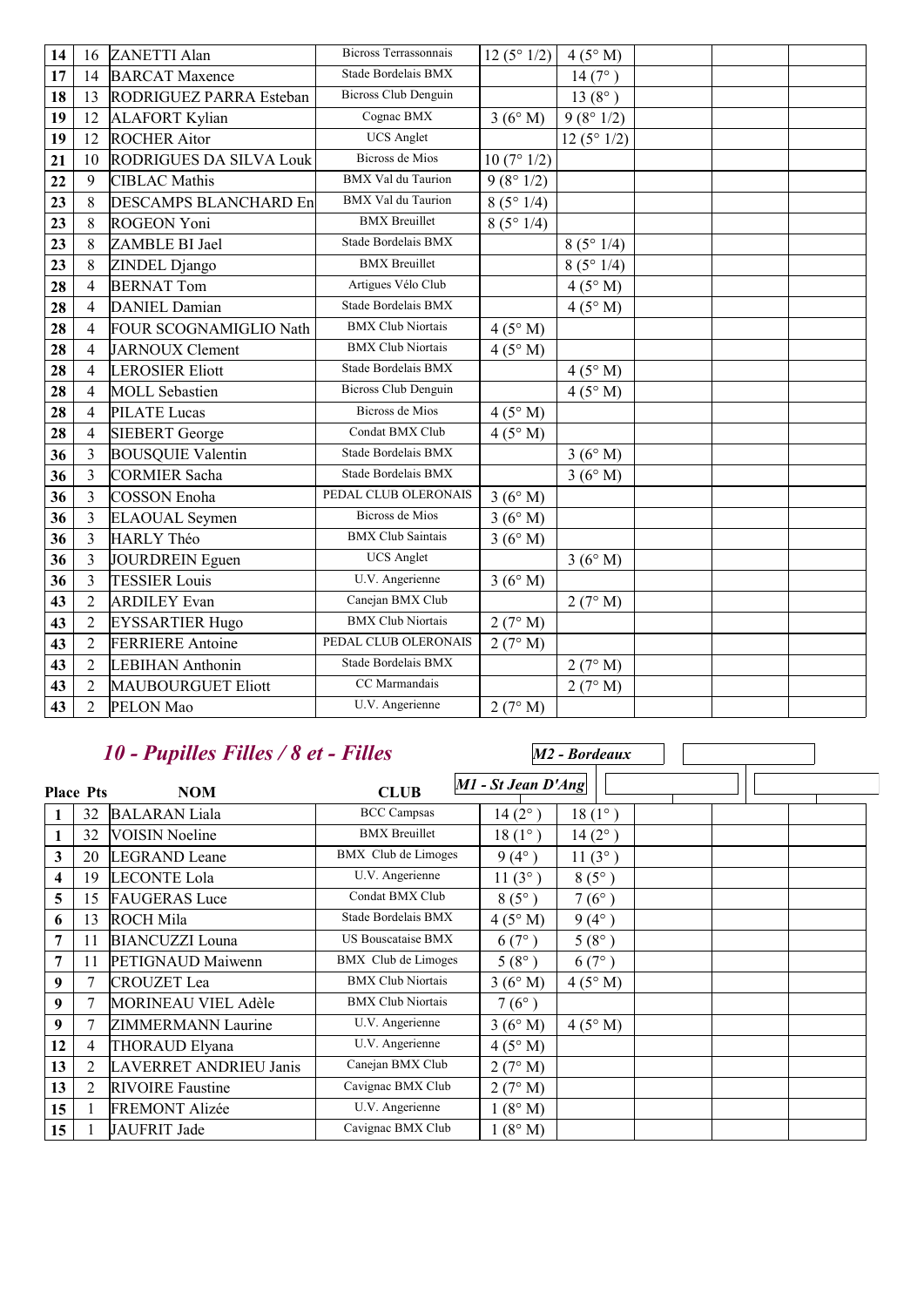| | | | | | | | | |
|---|---|---|---|---|---|---|---|---|
| 14 | 16 | ZANETTI Alan | Bicross Terrassonnais | 12 (5° 1/2) | 4 (5° M) | | | |
| 17 | 14 | BARCAT Maxence | Stade Bordelais BMX | | 14 (7° ) | | | |
| 18 | 13 | RODRIGUEZ PARRA Esteban | Bicross Club Denguin | | 13 (8° ) | | | |
| 19 | 12 | ALAFORT Kylian | Cognac BMX | 3 (6° M) | 9 (8° 1/2) | | | |
| 19 | 12 | ROCHER Aitor | UCS Anglet | | 12 (5° 1/2) | | | |
| 21 | 10 | RODRIGUES DA SILVA Louk | Bicross de Mios | 10 (7° 1/2) | | | | |
| 22 | 9 | CIBLAC Mathis | BMX Val du Taurion | 9 (8° 1/2) | | | | |
| 23 | 8 | DESCAMPS BLANCHARD En | BMX Val du Taurion | 8 (5° 1/4) | | | | |
| 23 | 8 | ROGEON Yoni | BMX Breuillet | 8 (5° 1/4) | | | | |
| 23 | 8 | ZAMBLE BI Jael | Stade Bordelais BMX | | 8 (5° 1/4) | | | |
| 23 | 8 | ZINDEL Django | BMX Breuillet | | 8 (5° 1/4) | | | |
| 28 | 4 | BERNAT Tom | Artigues Vélo Club | | 4 (5° M) | | | |
| 28 | 4 | DANIEL Damian | Stade Bordelais BMX | | 4 (5° M) | | | |
| 28 | 4 | FOUR SCOGNAMIGLIO Nath | BMX Club Niortais | 4 (5° M) | | | | |
| 28 | 4 | JARNOUX Clement | BMX Club Niortais | 4 (5° M) | | | | |
| 28 | 4 | LEROSIER Eliott | Stade Bordelais BMX | | 4 (5° M) | | | |
| 28 | 4 | MOLL Sebastien | Bicross Club Denguin | | 4 (5° M) | | | |
| 28 | 4 | PILATE Lucas | Bicross de Mios | 4 (5° M) | | | | |
| 28 | 4 | SIEBERT George | Condat BMX Club | 4 (5° M) | | | | |
| 36 | 3 | BOUSQUIE Valentin | Stade Bordelais BMX | | 3 (6° M) | | | |
| 36 | 3 | CORMIER Sacha | Stade Bordelais BMX | | 3 (6° M) | | | |
| 36 | 3 | COSSON Enoha | PEDAL CLUB OLERONAIS | 3 (6° M) | | | | |
| 36 | 3 | ELAOUAL Seymen | Bicross de Mios | 3 (6° M) | | | | |
| 36 | 3 | HARLY Théo | BMX Club Saintais | 3 (6° M) | | | | |
| 36 | 3 | JOURDREIN Eguen | UCS Anglet | | 3 (6° M) | | | |
| 36 | 3 | TESSIER Louis | U.V. Angerienne | 3 (6° M) | | | | |
| 43 | 2 | ARDILEY Evan | Canejan BMX Club | | 2 (7° M) | | | |
| 43 | 2 | EYSSARTIER Hugo | BMX Club Niortais | 2 (7° M) | | | | |
| 43 | 2 | FERRIERE Antoine | PEDAL CLUB OLERONAIS | 2 (7° M) | | | | |
| 43 | 2 | LEBIHAN Anthonin | Stade Bordelais BMX | | 2 (7° M) | | | |
| 43 | 2 | MAUBOURGUET Eliott | CC Marmandais | | 2 (7° M) | | | |
| 43 | 2 | PELON Mao | U.V. Angerienne | 2 (7° M) | | | | |

## *10 - Pupilles Filles / 8 et - Filles*

| Place | Pts | NOM | CLUB | *M1 - St Jean D'Ang* | *M2 - Bordeaux* | | | |
|---|---|---|---|---|---|---|---|---|
| 1 | 32 | BALARAN Liala | BCC Campsas | 14 (2° ) | 18 (1° ) | | | |
| 1 | 32 | VOISIN Noeline | BMX Breuillet | 18 (1° ) | 14 (2° ) | | | |
| 3 | 20 | LEGRAND Leane | BMX Club de Limoges | 9 (4° ) | 11 (3° ) | | | |
| 4 | 19 | LECONTE Lola | U.V. Angerienne | 11 (3° ) | 8 (5° ) | | | |
| 5 | 15 | FAUGERAS Luce | Condat BMX Club | 8 (5° ) | 7 (6° ) | | | |
| 6 | 13 | ROCH Mila | Stade Bordelais BMX | 4 (5° M) | 9 (4° ) | | | |
| 7 | 11 | BIANCUZZI Louna | US Bouscataise BMX | 6 (7° ) | 5 (8° ) | | | |
| 7 | 11 | PETIGNAUD Maiwenn | BMX Club de Limoges | 5 (8° ) | 6 (7° ) | | | |
| 9 | 7 | CROUZET Lea | BMX Club Niortais | 3 (6° M) | 4 (5° M) | | | |
| 9 | 7 | MORINEAU VIEL Adèle | BMX Club Niortais | 7 (6° ) | | | | |
| 9 | 7 | ZIMMERMANN Laurine | U.V. Angerienne | 3 (6° M) | 4 (5° M) | | | |
| 12 | 4 | THORAUD Elyana | U.V. Angerienne | 4 (5° M) | | | | |
| 13 | 2 | LAVERRET ANDRIEU Janis | Canejan BMX Club | 2 (7° M) | | | | |
| 13 | 2 | RIVOIRE Faustine | Cavignac BMX Club | 2 (7° M) | | | | |
| 15 | 1 | FREMONT Alizée | U.V. Angerienne | 1 (8° M) | | | | |
| 15 | 1 | JAUFRIT Jade | Cavignac BMX Club | 1 (8° M) | | | | |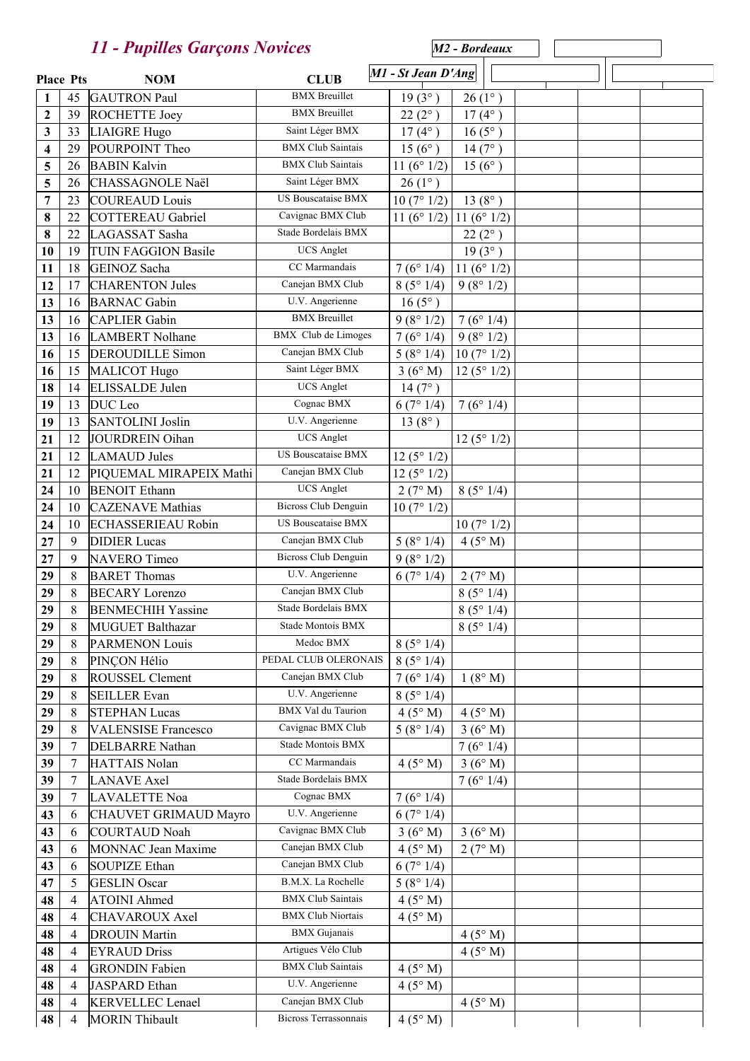# *11 - Pupilles Garçons Novices*

| Place | Pts | NOM | CLUB | M1 - St Jean D'Ang | M2 - Bordeaux | | | |
|---|---|---|---|---|---|---|---|---|
| 1 | 45 | GAUTRON Paul | BMX Breuillet | 19 (3° ) | 26 (1° ) | | | |
| 2 | 39 | ROCHETTE Joey | BMX Breuillet | 22 (2° ) | 17 (4° ) | | | |
| 3 | 33 | LIAIGRE Hugo | Saint Léger BMX | 17 (4° ) | 16 (5° ) | | | |
| 4 | 29 | POURPOINT Theo | BMX Club Saintais | 15 (6° ) | 14 (7° ) | | | |
| 5 | 26 | BABIN Kalvin | BMX Club Saintais | 11 (6° 1/2) | 15 (6° ) | | | |
| 5 | 26 | CHASSAGNOLE Naël | Saint Léger BMX | 26 (1° ) | | | | |
| 7 | 23 | COUREAUD Louis | US Bouscataise BMX | 10 (7° 1/2) | 13 (8° ) | | | |
| 8 | 22 | COTTEREAU Gabriel | Cavignac BMX Club | 11 (6° 1/2) | 11 (6° 1/2) | | | |
| 8 | 22 | LAGASSAT Sasha | Stade Bordelais BMX | | 22 (2° ) | | | |
| 10 | 19 | TUIN FAGGION Basile | UCS Anglet | | 19 (3° ) | | | |
| 11 | 18 | GEINOZ Sacha | CC Marmandais | 7 (6° 1/4) | 11 (6° 1/2) | | | |
| 12 | 17 | CHARENTON Jules | Canejan BMX Club | 8 (5° 1/4) | 9 (8° 1/2) | | | |
| 13 | 16 | BARNAC Gabin | U.V. Angerienne | 16 (5° ) | | | | |
| 13 | 16 | CAPLIER Gabin | BMX Breuillet | 9 (8° 1/2) | 7 (6° 1/4) | | | |
| 13 | 16 | LAMBERT Nolhane | BMX Club de Limoges | 7 (6° 1/4) | 9 (8° 1/2) | | | |
| 16 | 15 | DEROUDILLE Simon | Canejan BMX Club | 5 (8° 1/4) | 10 (7° 1/2) | | | |
| 16 | 15 | MALICOT Hugo | Saint Léger BMX | 3 (6° M) | 12 (5° 1/2) | | | |
| 18 | 14 | ELISSALDE Julen | UCS Anglet | 14 (7° ) | | | | |
| 19 | 13 | DUC Leo | Cognac BMX | 6 (7° 1/4) | 7 (6° 1/4) | | | |
| 19 | 13 | SANTOLINI Joslin | U.V. Angerienne | 13 (8° ) | | | | |
| 21 | 12 | JOURDREIN Oihan | UCS Anglet | | 12 (5° 1/2) | | | |
| 21 | 12 | LAMAUD Jules | US Bouscataise BMX | 12 (5° 1/2) | | | | |
| 21 | 12 | PIQUEMAL MIRAPEIX Mathi | Canejan BMX Club | 12 (5° 1/2) | | | | |
| 24 | 10 | BENOIT Ethann | UCS Anglet | 2 (7° M) | 8 (5° 1/4) | | | |
| 24 | 10 | CAZENAVE Mathias | Bicross Club Denguin | 10 (7° 1/2) | | | | |
| 24 | 10 | ECHASSERIEAU Robin | US Bouscataise BMX | | 10 (7° 1/2) | | | |
| 27 | 9 | DIDIER Lucas | Canejan BMX Club | 5 (8° 1/4) | 4 (5° M) | | | |
| 27 | 9 | NAVERO Timeo | Bicross Club Denguin | 9 (8° 1/2) | | | | |
| 29 | 8 | BARET Thomas | U.V. Angerienne | 6 (7° 1/4) | 2 (7° M) | | | |
| 29 | 8 | BECARY Lorenzo | Canejan BMX Club | | 8 (5° 1/4) | | | |
| 29 | 8 | BENMECHIH Yassine | Stade Bordelais BMX | | 8 (5° 1/4) | | | |
| 29 | 8 | MUGUET Balthazar | Stade Montois BMX | | 8 (5° 1/4) | | | |
| 29 | 8 | PARMENON Louis | Medoc BMX | 8 (5° 1/4) | | | | |
| 29 | 8 | PINÇON Hélio | PEDAL CLUB OLERONAIS | 8 (5° 1/4) | | | | |
| 29 | 8 | ROUSSEL Clement | Canejan BMX Club | 7 (6° 1/4) | 1 (8° M) | | | |
| 29 | 8 | SEILLER Evan | U.V. Angerienne | 8 (5° 1/4) | | | | |
| 29 | 8 | STEPHAN Lucas | BMX Val du Taurion | 4 (5° M) | 4 (5° M) | | | |
| 29 | 8 | VALENSISE Francesco | Cavignac BMX Club | 5 (8° 1/4) | 3 (6° M) | | | |
| 39 | 7 | DELBARRE Nathan | Stade Montois BMX | | 7 (6° 1/4) | | | |
| 39 | 7 | HATTAIS Nolan | CC Marmandais | 4 (5° M) | 3 (6° M) | | | |
| 39 | 7 | LANAVE Axel | Stade Bordelais BMX | | 7 (6° 1/4) | | | |
| 39 | 7 | LAVALETTE Noa | Cognac BMX | 7 (6° 1/4) | | | | |
| 43 | 6 | CHAUVET GRIMAUD Mayro | U.V. Angerienne | 6 (7° 1/4) | | | | |
| 43 | 6 | COURTAUD Noah | Cavignac BMX Club | 3 (6° M) | 3 (6° M) | | | |
| 43 | 6 | MONNAC Jean Maxime | Canejan BMX Club | 4 (5° M) | 2 (7° M) | | | |
| 43 | 6 | SOUPIZE Ethan | Canejan BMX Club | 6 (7° 1/4) | | | | |
| 47 | 5 | GESLIN Oscar | B.M.X. La Rochelle | 5 (8° 1/4) | | | | |
| 48 | 4 | ATOINI Ahmed | BMX Club Saintais | 4 (5° M) | | | | |
| 48 | 4 | CHAVAROUX Axel | BMX Club Niortais | 4 (5° M) | | | | |
| 48 | 4 | DROUIN Martin | BMX Gujanais | | 4 (5° M) | | | |
| 48 | 4 | EYRAUD Driss | Artigues Vélo Club | | 4 (5° M) | | | |
| 48 | 4 | GRONDIN Fabien | BMX Club Saintais | 4 (5° M) | | | | |
| 48 | 4 | JASPARD Ethan | U.V. Angerienne | 4 (5° M) | | | | |
| 48 | 4 | KERVELLEC Lenael | Canejan BMX Club | | 4 (5° M) | | | |
| 48 | 4 | MORIN Thibault | Bicross Terrassonnais | 4 (5° M) | | | | |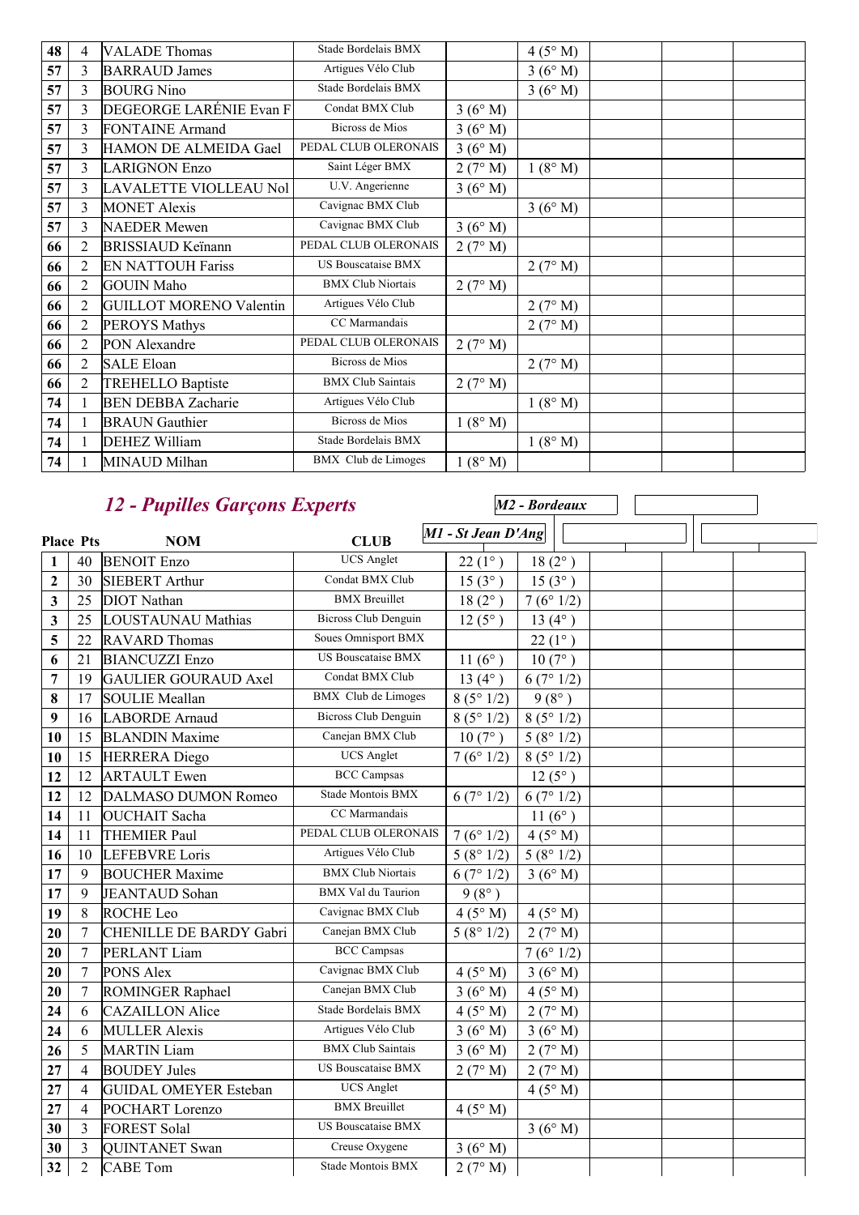| | | | | | | | | |
|---|---|---|---|---|---|---|---|---|
| 48 | 4 | VALADE Thomas | Stade Bordelais BMX | | 4 (5° M) | | | |
| 57 | 3 | BARRAUD James | Artigues Vélo Club | | 3 (6° M) | | | |
| 57 | 3 | BOURG Nino | Stade Bordelais BMX | | 3 (6° M) | | | |
| 57 | 3 | DEGEORGE LARÉNIE Evan F | Condat BMX Club | 3 (6° M) | | | | |
| 57 | 3 | FONTAINE Armand | Bicross de Mios | 3 (6° M) | | | | |
| 57 | 3 | HAMON DE ALMEIDA Gael | PEDAL CLUB OLERONAIS | 3 (6° M) | | | | |
| 57 | 3 | LARIGNON Enzo | Saint Léger BMX | 2 (7° M) | 1 (8° M) | | | |
| 57 | 3 | LAVALETTE VIOLLEAU Nol | U.V. Angerienne | 3 (6° M) | | | | |
| 57 | 3 | MONET Alexis | Cavignac BMX Club | | 3 (6° M) | | | |
| 57 | 3 | NAEDER Mewen | Cavignac BMX Club | 3 (6° M) | | | | |
| 66 | 2 | BRISSIAUD Keïnann | PEDAL CLUB OLERONAIS | 2 (7° M) | | | | |
| 66 | 2 | EN NATTOUH Fariss | US Bouscataise BMX | | 2 (7° M) | | | |
| 66 | 2 | GOUIN Maho | BMX Club Niortais | 2 (7° M) | | | | |
| 66 | 2 | GUILLOT MORENO Valentin | Artigues Vélo Club | | 2 (7° M) | | | |
| 66 | 2 | PEROYS Mathys | CC Marmandais | | 2 (7° M) | | | |
| 66 | 2 | PON Alexandre | PEDAL CLUB OLERONAIS | 2 (7° M) | | | | |
| 66 | 2 | SALE Eloan | Bicross de Mios | | 2 (7° M) | | | |
| 66 | 2 | TREHELLO Baptiste | BMX Club Saintais | 2 (7° M) | | | | |
| 74 | 1 | BEN DEBBA Zacharie | Artigues Vélo Club | | 1 (8° M) | | | |
| 74 | 1 | BRAUN Gauthier | Bicross de Mios | 1 (8° M) | | | | |
| 74 | 1 | DEHEZ William | Stade Bordelais BMX | | 1 (8° M) | | | |
| 74 | 1 | MINAUD Milhan | BMX Club de Limoges | 1 (8° M) | | | | |

## *12 - Pupilles Garçons Experts*

| Place | Pts | NOM | CLUB | M1 - St Jean D'Ang | M2 - Bordeaux | | | |
|---|---|---|---|---|---|---|---|---|
| 1 | 40 | BENOIT Enzo | UCS Anglet | 22 (1° ) | 18 (2° ) | | | |
| 2 | 30 | SIEBERT Arthur | Condat BMX Club | 15 (3° ) | 15 (3° ) | | | |
| 3 | 25 | DIOT Nathan | BMX Breuillet | 18 (2° ) | 7 (6° 1/2) | | | |
| 3 | 25 | LOUSTAUNAU Mathias | Bicross Club Denguin | 12 (5° ) | 13 (4° ) | | | |
| 5 | 22 | RAVARD Thomas | Soues Omnisport BMX | | 22 (1° ) | | | |
| 6 | 21 | BIANCUZZI Enzo | US Bouscataise BMX | 11 (6° ) | 10 (7° ) | | | |
| 7 | 19 | GAULIER GOURAUD Axel | Condat BMX Club | 13 (4° ) | 6 (7° 1/2) | | | |
| 8 | 17 | SOULIE Meallan | BMX Club de Limoges | 8 (5° 1/2) | 9 (8° ) | | | |
| 9 | 16 | LABORDE Arnaud | Bicross Club Denguin | 8 (5° 1/2) | 8 (5° 1/2) | | | |
| 10 | 15 | BLANDIN Maxime | Canejan BMX Club | 10 (7° ) | 5 (8° 1/2) | | | |
| 10 | 15 | HERRERA Diego | UCS Anglet | 7 (6° 1/2) | 8 (5° 1/2) | | | |
| 12 | 12 | ARTAULT Ewen | BCC Campsas | | 12 (5° ) | | | |
| 12 | 12 | DALMASO DUMON Romeo | Stade Montois BMX | 6 (7° 1/2) | 6 (7° 1/2) | | | |
| 14 | 11 | OUCHAIT Sacha | CC Marmandais | | 11 (6° ) | | | |
| 14 | 11 | THEMIER Paul | PEDAL CLUB OLERONAIS | 7 (6° 1/2) | 4 (5° M) | | | |
| 16 | 10 | LEFEBVRE Loris | Artigues Vélo Club | 5 (8° 1/2) | 5 (8° 1/2) | | | |
| 17 | 9 | BOUCHER Maxime | BMX Club Niortais | 6 (7° 1/2) | 3 (6° M) | | | |
| 17 | 9 | JEANTAUD Sohan | BMX Val du Taurion | 9 (8° ) | | | | |
| 19 | 8 | ROCHE Leo | Cavignac BMX Club | 4 (5° M) | 4 (5° M) | | | |
| 20 | 7 | CHENILLE DE BARDY Gabri | Canejan BMX Club | 5 (8° 1/2) | 2 (7° M) | | | |
| 20 | 7 | PERLANT Liam | BCC Campsas | | 7 (6° 1/2) | | | |
| 20 | 7 | PONS Alex | Cavignac BMX Club | 4 (5° M) | 3 (6° M) | | | |
| 20 | 7 | ROMINGER Raphael | Canejan BMX Club | 3 (6° M) | 4 (5° M) | | | |
| 24 | 6 | CAZAILLON Alice | Stade Bordelais BMX | 4 (5° M) | 2 (7° M) | | | |
| 24 | 6 | MULLER Alexis | Artigues Vélo Club | 3 (6° M) | 3 (6° M) | | | |
| 26 | 5 | MARTIN Liam | BMX Club Saintais | 3 (6° M) | 2 (7° M) | | | |
| 27 | 4 | BOUDEY Jules | US Bouscataise BMX | 2 (7° M) | 2 (7° M) | | | |
| 27 | 4 | GUIDAL OMEYER Esteban | UCS Anglet | | 4 (5° M) | | | |
| 27 | 4 | POCHART Lorenzo | BMX Breuillet | 4 (5° M) | | | | |
| 30 | 3 | FOREST Solal | US Bouscataise BMX | | 3 (6° M) | | | |
| 30 | 3 | QUINTANET Swan | Creuse Oxygene | 3 (6° M) | | | | |
| 32 | 2 | CABE Tom | Stade Montois BMX | 2 (7° M) | | | | |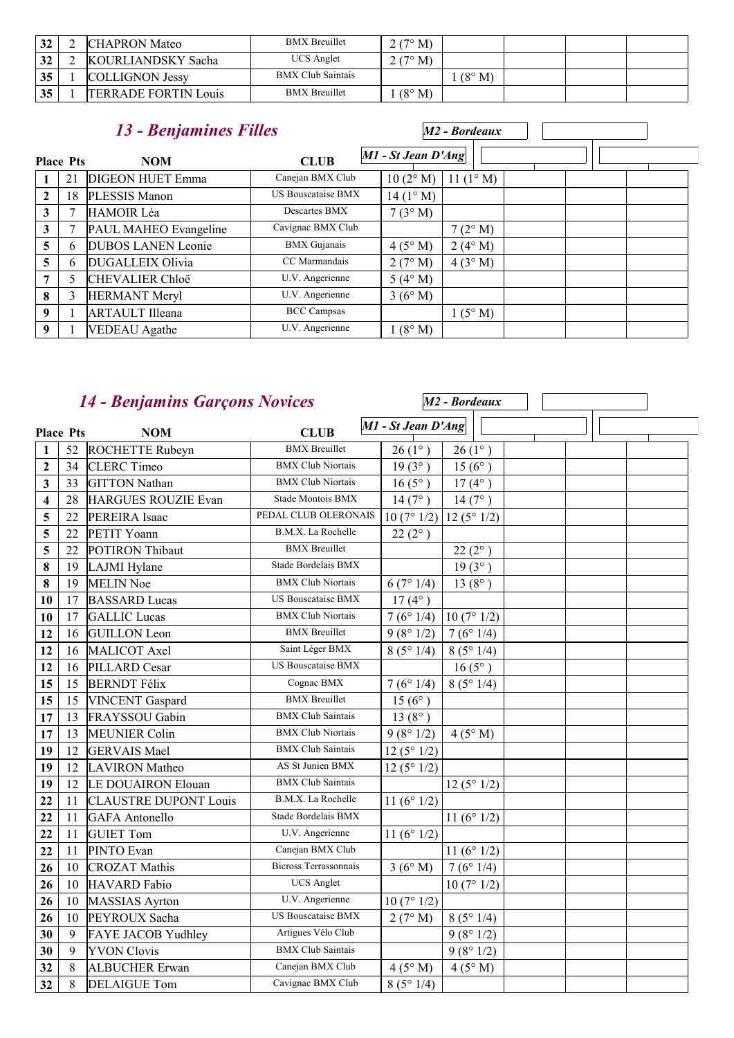| | | | | | | | | |
|---|---|---|---|---|---|---|---|---|
| 32 | 2 | CHAPRON Mateo | BMX Breuillet | 2 (7° M) | | | | |
| 32 | 2 | KOURLIANDSKY Sacha | UCS Anglet | 2 (7° M) | | | | |
| 35 | 1 | COLLIGNON Jessy | BMX Club Saintais | | 1 (8° M) | | | |
| 35 | 1 | TERRADE FORTIN Louis | BMX Breuillet | 1 (8° M) | | | | |

## *13 - Benjamines Filles*

| Place | Pts | NOM | CLUB | *M1 - St Jean D'Ang* | *M2 - Bordeaux* | | | |
|---|---|---|---|---|---|---|---|---|
| 1 | 21 | DIGEON HUET Emma | Canejan BMX Club | 10 (2° M) | 11 (1° M) | | | |
| 2 | 18 | PLESSIS Manon | US Bouscataise BMX | 14 (1° M) | | | | |
| 3 | 7 | HAMOIR Léa | Descartes BMX | 7 (3° M) | | | | |
| 3 | 7 | PAUL MAHEO Evangeline | Cavignac BMX Club | | 7 (2° M) | | | |
| 5 | 6 | DUBOS LANEN Leonie | BMX Gujanais | 4 (5° M) | 2 (4° M) | | | |
| 5 | 6 | DUGALLEIX Olivia | CC Marmandais | 2 (7° M) | 4 (3° M) | | | |
| 7 | 5 | CHEVALIER Chloë | U.V. Angerienne | 5 (4° M) | | | | |
| 8 | 3 | HERMANT Meryl | U.V. Angerienne | 3 (6° M) | | | | |
| 9 | 1 | ARTAULT Illeana | BCC Campsas | | 1 (5° M) | | | |
| 9 | 1 | VEDEAU Agathe | U.V. Angerienne | 1 (8° M) | | | | |

## *14 - Benjamins Garçons Novices*

| Place | Pts | NOM | CLUB | *M1 - St Jean D'Ang* | *M2 - Bordeaux* | | | |
|---|---|---|---|---|---|---|---|---|
| 1 | 52 | ROCHETTE Rubeyn | BMX Breuillet | 26 (1° ) | 26 (1° ) | | | |
| 2 | 34 | CLERC Timeo | BMX Club Niortais | 19 (3° ) | 15 (6° ) | | | |
| 3 | 33 | GITTON Nathan | BMX Club Niortais | 16 (5° ) | 17 (4° ) | | | |
| 4 | 28 | HARGUES ROUZIE Evan | Stade Montois BMX | 14 (7° ) | 14 (7° ) | | | |
| 5 | 22 | PEREIRA Isaac | PEDAL CLUB OLERONAIS | 10 (7° 1/2) | 12 (5° 1/2) | | | |
| 5 | 22 | PETIT Yoann | B.M.X. La Rochelle | 22 (2° ) | | | | |
| 5 | 22 | POTIRON Thibaut | BMX Breuillet | | 22 (2° ) | | | |
| 8 | 19 | LAJMI Hylane | Stade Bordelais BMX | | 19 (3° ) | | | |
| 8 | 19 | MELIN Noe | BMX Club Niortais | 6 (7° 1/4) | 13 (8° ) | | | |
| 10 | 17 | BASSARD Lucas | US Bouscataise BMX | 17 (4° ) | | | | |
| 10 | 17 | GALLIC Lucas | BMX Club Niortais | 7 (6° 1/4) | 10 (7° 1/2) | | | |
| 12 | 16 | GUILLON Leon | BMX Breuillet | 9 (8° 1/2) | 7 (6° 1/4) | | | |
| 12 | 16 | MALICOT Axel | Saint Léger BMX | 8 (5° 1/4) | 8 (5° 1/4) | | | |
| 12 | 16 | PILLARD Cesar | US Bouscataise BMX | | 16 (5° ) | | | |
| 15 | 15 | BERNDT Félix | Cognac BMX | 7 (6° 1/4) | 8 (5° 1/4) | | | |
| 15 | 15 | VINCENT Gaspard | BMX Breuillet | 15 (6° ) | | | | |
| 17 | 13 | FRAYSSOU Gabin | BMX Club Saintais | 13 (8° ) | | | | |
| 17 | 13 | MEUNIER Colin | BMX Club Niortais | 9 (8° 1/2) | 4 (5° M) | | | |
| 19 | 12 | GERVAIS Mael | BMX Club Saintais | 12 (5° 1/2) | | | | |
| 19 | 12 | LAVIRON Matheo | AS St Junien BMX | 12 (5° 1/2) | | | | |
| 19 | 12 | LE DOUAIRON Elouan | BMX Club Saintais | | 12 (5° 1/2) | | | |
| 22 | 11 | CLAUSTRE DUPONT Louis | B.M.X. La Rochelle | 11 (6° 1/2) | | | | |
| 22 | 11 | GAFA Antonello | Stade Bordelais BMX | | 11 (6° 1/2) | | | |
| 22 | 11 | GUIET Tom | U.V. Angerienne | 11 (6° 1/2) | | | | |
| 22 | 11 | PINTO Evan | Canejan BMX Club | | 11 (6° 1/2) | | | |
| 26 | 10 | CROZAT Mathis | Bicross Terrassonnais | 3 (6° M) | 7 (6° 1/4) | | | |
| 26 | 10 | HAVARD Fabio | UCS Anglet | | 10 (7° 1/2) | | | |
| 26 | 10 | MASSIAS Ayrton | U.V. Angerienne | 10 (7° 1/2) | | | | |
| 26 | 10 | PEYROUX Sacha | US Bouscataise BMX | 2 (7° M) | 8 (5° 1/4) | | | |
| 30 | 9 | FAYE JACOB Yudhley | Artigues Vélo Club | | 9 (8° 1/2) | | | |
| 30 | 9 | YVON Clovis | BMX Club Saintais | | 9 (8° 1/2) | | | |
| 32 | 8 | ALBUCHER Erwan | Canejan BMX Club | 4 (5° M) | 4 (5° M) | | | |
| 32 | 8 | DELAIGUE Tom | Cavignac BMX Club | 8 (5° 1/4) | | | | |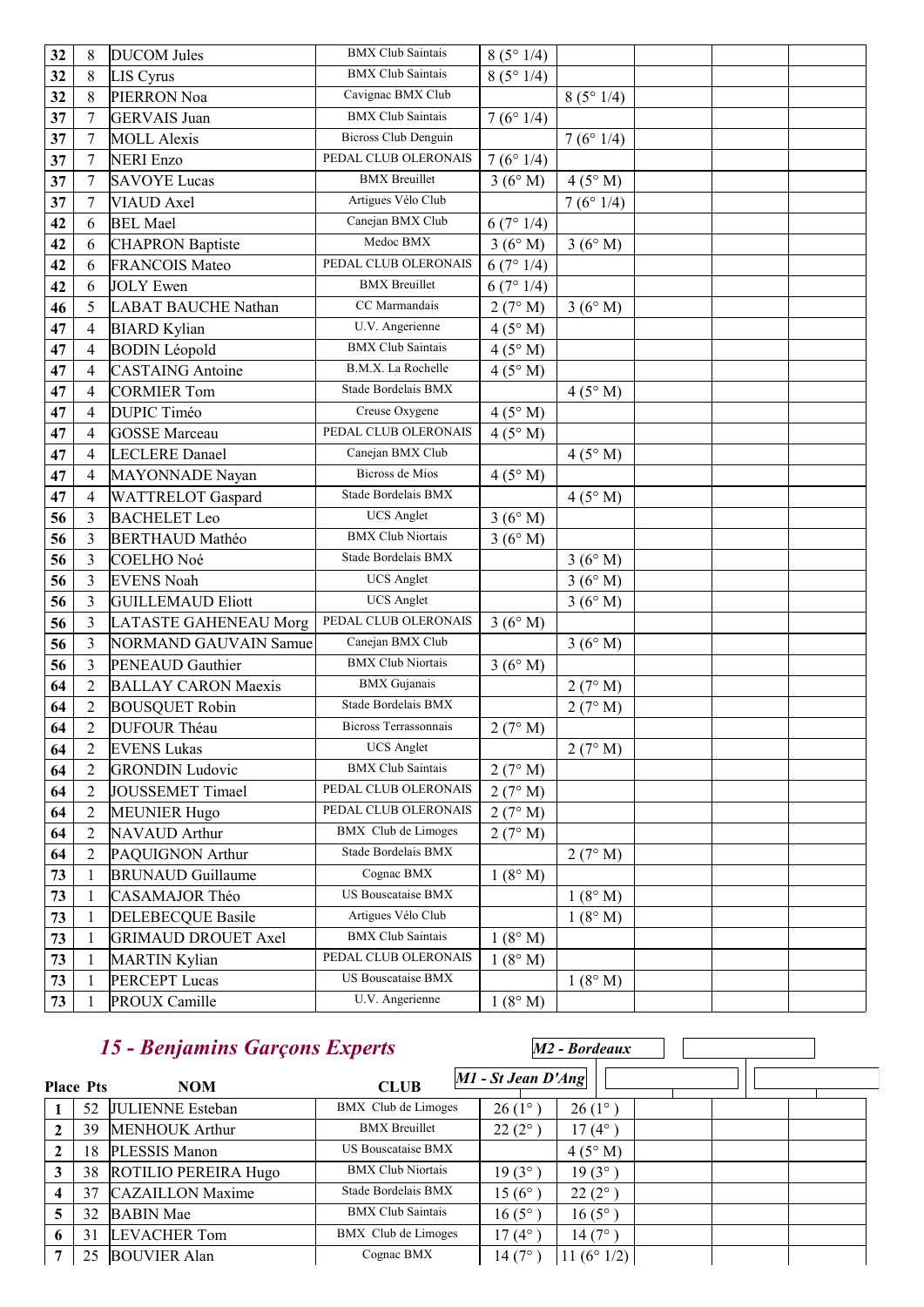| | | | | | | | | |
|---|---|---|---|---|---|---|---|---|
| 32 | 8 | DUCOM Jules | BMX Club Saintais | 8 (5° 1/4) | | | | |
| 32 | 8 | LIS Cyrus | BMX Club Saintais | 8 (5° 1/4) | | | | |
| 32 | 8 | PIERRON Noa | Cavignac BMX Club | | 8 (5° 1/4) | | | |
| 37 | 7 | GERVAIS Juan | BMX Club Saintais | 7 (6° 1/4) | | | | |
| 37 | 7 | MOLL Alexis | Bicross Club Denguin | | 7 (6° 1/4) | | | |
| 37 | 7 | NERI Enzo | PEDAL CLUB OLERONAIS | 7 (6° 1/4) | | | | |
| 37 | 7 | SAVOYE Lucas | BMX Breuillet | 3 (6° M) | 4 (5° M) | | | |
| 37 | 7 | VIAUD Axel | Artigues Vélo Club | | 7 (6° 1/4) | | | |
| 42 | 6 | BEL Mael | Canejan BMX Club | 6 (7° 1/4) | | | | |
| 42 | 6 | CHAPRON Baptiste | Medoc BMX | 3 (6° M) | 3 (6° M) | | | |
| 42 | 6 | FRANCOIS Mateo | PEDAL CLUB OLERONAIS | 6 (7° 1/4) | | | | |
| 42 | 6 | JOLY Ewen | BMX Breuillet | 6 (7° 1/4) | | | | |
| 46 | 5 | LABAT BAUCHE Nathan | CC Marmandais | 2 (7° M) | 3 (6° M) | | | |
| 47 | 4 | BIARD Kylian | U.V. Angerienne | 4 (5° M) | | | | |
| 47 | 4 | BODIN Léopold | BMX Club Saintais | 4 (5° M) | | | | |
| 47 | 4 | CASTAING Antoine | B.M.X. La Rochelle | 4 (5° M) | | | | |
| 47 | 4 | CORMIER Tom | Stade Bordelais BMX | | 4 (5° M) | | | |
| 47 | 4 | DUPIC Timéo | Creuse Oxygene | 4 (5° M) | | | | |
| 47 | 4 | GOSSE Marceau | PEDAL CLUB OLERONAIS | 4 (5° M) | | | | |
| 47 | 4 | LECLERE Danael | Canejan BMX Club | | 4 (5° M) | | | |
| 47 | 4 | MAYONNADE Nayan | Bicross de Mios | 4 (5° M) | | | | |
| 47 | 4 | WATTRELOT Gaspard | Stade Bordelais BMX | | 4 (5° M) | | | |
| 56 | 3 | BACHELET Leo | UCS Anglet | 3 (6° M) | | | | |
| 56 | 3 | BERTHAUD Mathéo | BMX Club Niortais | 3 (6° M) | | | | |
| 56 | 3 | COELHO Noé | Stade Bordelais BMX | | 3 (6° M) | | | |
| 56 | 3 | EVENS Noah | UCS Anglet | | 3 (6° M) | | | |
| 56 | 3 | GUILLEMAUD Eliott | UCS Anglet | | 3 (6° M) | | | |
| 56 | 3 | LATASTE GAHENEAU Morg | PEDAL CLUB OLERONAIS | 3 (6° M) | | | | |
| 56 | 3 | NORMAND GAUVAIN Samue | Canejan BMX Club | | 3 (6° M) | | | |
| 56 | 3 | PENEAUD Gauthier | BMX Club Niortais | 3 (6° M) | | | | |
| 64 | 2 | BALLAY CARON Maexis | BMX Gujanais | | 2 (7° M) | | | |
| 64 | 2 | BOUSQUET Robin | Stade Bordelais BMX | | 2 (7° M) | | | |
| 64 | 2 | DUFOUR Théau | Bicross Terrassonnais | 2 (7° M) | | | | |
| 64 | 2 | EVENS Lukas | UCS Anglet | | 2 (7° M) | | | |
| 64 | 2 | GRONDIN Ludovic | BMX Club Saintais | 2 (7° M) | | | | |
| 64 | 2 | JOUSSEMET Timael | PEDAL CLUB OLERONAIS | 2 (7° M) | | | | |
| 64 | 2 | MEUNIER Hugo | PEDAL CLUB OLERONAIS | 2 (7° M) | | | | |
| 64 | 2 | NAVAUD Arthur | BMX Club de Limoges | 2 (7° M) | | | | |
| 64 | 2 | PAQUIGNON Arthur | Stade Bordelais BMX | | 2 (7° M) | | | |
| 73 | 1 | BRUNAUD Guillaume | Cognac BMX | 1 (8° M) | | | | |
| 73 | 1 | CASAMAJOR Théo | US Bouscataise BMX | | 1 (8° M) | | | |
| 73 | 1 | DELEBECQUE Basile | Artigues Vélo Club | | 1 (8° M) | | | |
| 73 | 1 | GRIMAUD DROUET Axel | BMX Club Saintais | 1 (8° M) | | | | |
| 73 | 1 | MARTIN Kylian | PEDAL CLUB OLERONAIS | 1 (8° M) | | | | |
| 73 | 1 | PERCEPT Lucas | US Bouscataise BMX | | 1 (8° M) | | | |
| 73 | 1 | PROUX Camille | U.V. Angerienne | 1 (8° M) | | | | |

## *15 - Benjamins Garçons Experts*

| Place | Pts | NOM | CLUB | M1 - St Jean D'Ang | M2 - Bordeaux | | | |
|---|---|---|---|---|---|---|---|---|
| 1 | 52 | JULIENNE Esteban | BMX Club de Limoges | 26 (1° ) | 26 (1° ) | | | |
| 2 | 39 | MENHOUK Arthur | BMX Breuillet | 22 (2° ) | 17 (4° ) | | | |
| 2 | 18 | PLESSIS Manon | US Bouscataise BMX | | 4 (5° M) | | | |
| 3 | 38 | ROTILIO PEREIRA Hugo | BMX Club Niortais | 19 (3° ) | 19 (3° ) | | | |
| 4 | 37 | CAZAILLON Maxime | Stade Bordelais BMX | 15 (6° ) | 22 (2° ) | | | |
| 5 | 32 | BABIN Mae | BMX Club Saintais | 16 (5° ) | 16 (5° ) | | | |
| 6 | 31 | LEVACHER Tom | BMX Club de Limoges | 17 (4° ) | 14 (7° ) | | | |
| 7 | 25 | BOUVIER Alan | Cognac BMX | 14 (7° ) | 11 (6° 1/2) | | | |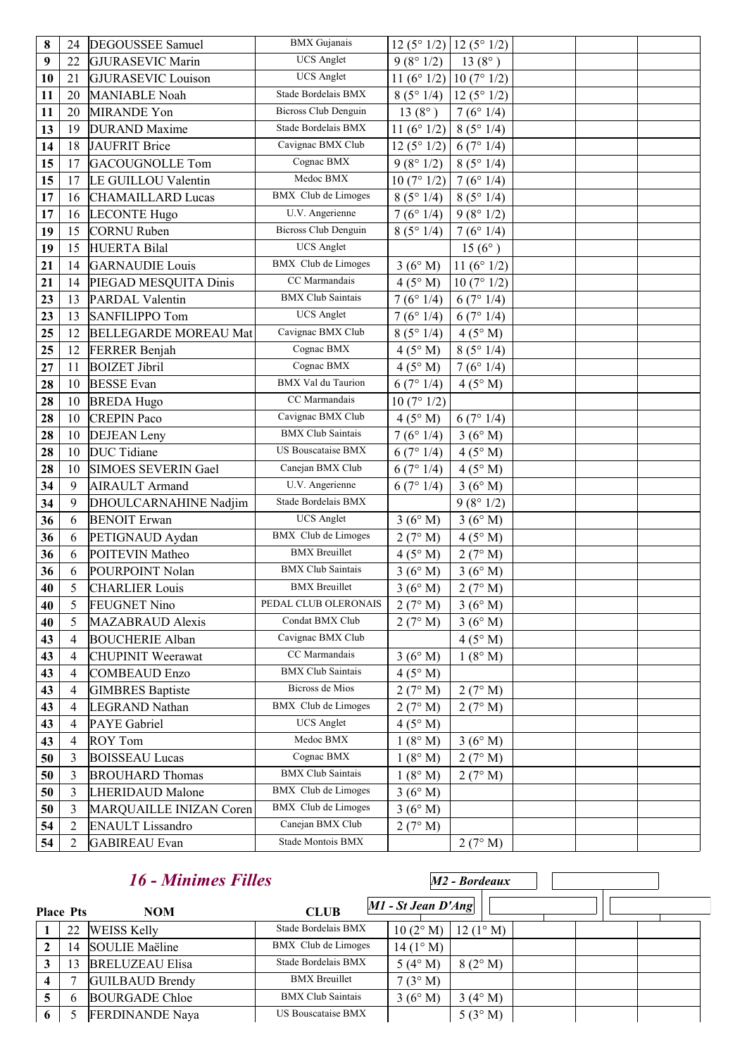| 8 | 24 | DEGOUSSEE Samuel | BMX Gujanais | 12 (5° 1/2) | 12 (5° 1/2) | | | |
|---|---|---|---|---|---|---|---|---|
| 9 | 22 | GJURASEVIC Marin | UCS Anglet | 9 (8° 1/2) | 13 (8° ) | | | |
| 10 | 21 | GJURASEVIC Louison | UCS Anglet | 11 (6° 1/2) | 10 (7° 1/2) | | | |
| 11 | 20 | MANIABLE Noah | Stade Bordelais BMX | 8 (5° 1/4) | 12 (5° 1/2) | | | |
| 11 | 20 | MIRANDE Yon | Bicross Club Denguin | 13 (8° ) | 7 (6° 1/4) | | | |
| 13 | 19 | DURAND Maxime | Stade Bordelais BMX | 11 (6° 1/2) | 8 (5° 1/4) | | | |
| 14 | 18 | JAUFRIT Brice | Cavignac BMX Club | 12 (5° 1/2) | 6 (7° 1/4) | | | |
| 15 | 17 | GACOUGNOLLE Tom | Cognac BMX | 9 (8° 1/2) | 8 (5° 1/4) | | | |
| 15 | 17 | LE GUILLOU Valentin | Medoc BMX | 10 (7° 1/2) | 7 (6° 1/4) | | | |
| 17 | 16 | CHAMAILLARD Lucas | BMX Club de Limoges | 8 (5° 1/4) | 8 (5° 1/4) | | | |
| 17 | 16 | LECONTE Hugo | U.V. Angerienne | 7 (6° 1/4) | 9 (8° 1/2) | | | |
| 19 | 15 | CORNU Ruben | Bicross Club Denguin | 8 (5° 1/4) | 7 (6° 1/4) | | | |
| 19 | 15 | HUERTA Bilal | UCS Anglet | | 15 (6° ) | | | |
| 21 | 14 | GARNAUDIE Louis | BMX Club de Limoges | 3 (6° M) | 11 (6° 1/2) | | | |
| 21 | 14 | PIEGAD MESQUITA Dinis | CC Marmandais | 4 (5° M) | 10 (7° 1/2) | | | |
| 23 | 13 | PARDAL Valentin | BMX Club Saintais | 7 (6° 1/4) | 6 (7° 1/4) | | | |
| 23 | 13 | SANFILIPPO Tom | UCS Anglet | 7 (6° 1/4) | 6 (7° 1/4) | | | |
| 25 | 12 | BELLEGARDE MOREAU Mat | Cavignac BMX Club | 8 (5° 1/4) | 4 (5° M) | | | |
| 25 | 12 | FERRER Benjah | Cognac BMX | 4 (5° M) | 8 (5° 1/4) | | | |
| 27 | 11 | BOIZET Jibril | Cognac BMX | 4 (5° M) | 7 (6° 1/4) | | | |
| 28 | 10 | BESSE Evan | BMX Val du Taurion | 6 (7° 1/4) | 4 (5° M) | | | |
| 28 | 10 | BREDA Hugo | CC Marmandais | 10 (7° 1/2) | | | | |
| 28 | 10 | CREPIN Paco | Cavignac BMX Club | 4 (5° M) | 6 (7° 1/4) | | | |
| 28 | 10 | DEJEAN Leny | BMX Club Saintais | 7 (6° 1/4) | 3 (6° M) | | | |
| 28 | 10 | DUC Tidiane | US Bouscataise BMX | 6 (7° 1/4) | 4 (5° M) | | | |
| 28 | 10 | SIMOES SEVERIN Gael | Canejan BMX Club | 6 (7° 1/4) | 4 (5° M) | | | |
| 34 | 9 | AIRAULT Armand | U.V. Angerienne | 6 (7° 1/4) | 3 (6° M) | | | |
| 34 | 9 | DHOULCARNAHINE Nadjim | Stade Bordelais BMX | | 9 (8° 1/2) | | | |
| 36 | 6 | BENOIT Erwan | UCS Anglet | 3 (6° M) | 3 (6° M) | | | |
| 36 | 6 | PETIGNAUD Aydan | BMX Club de Limoges | 2 (7° M) | 4 (5° M) | | | |
| 36 | 6 | POITEVIN Matheo | BMX Breuillet | 4 (5° M) | 2 (7° M) | | | |
| 36 | 6 | POURPOINT Nolan | BMX Club Saintais | 3 (6° M) | 3 (6° M) | | | |
| 40 | 5 | CHARLIER Louis | BMX Breuillet | 3 (6° M) | 2 (7° M) | | | |
| 40 | 5 | FEUGNET Nino | PEDAL CLUB OLERONAIS | 2 (7° M) | 3 (6° M) | | | |
| 40 | 5 | MAZABRAUD Alexis | Condat BMX Club | 2 (7° M) | 3 (6° M) | | | |
| 43 | 4 | BOUCHERIE Alban | Cavignac BMX Club | | 4 (5° M) | | | |
| 43 | 4 | CHUPINIT Weerawat | CC Marmandais | 3 (6° M) | 1 (8° M) | | | |
| 43 | 4 | COMBEAUD Enzo | BMX Club Saintais | 4 (5° M) | | | | |
| 43 | 4 | GIMBRES Baptiste | Bicross de Mios | 2 (7° M) | 2 (7° M) | | | |
| 43 | 4 | LEGRAND Nathan | BMX Club de Limoges | 2 (7° M) | 2 (7° M) | | | |
| 43 | 4 | PAYE Gabriel | UCS Anglet | 4 (5° M) | | | | |
| 43 | 4 | ROY Tom | Medoc BMX | 1 (8° M) | 3 (6° M) | | | |
| 50 | 3 | BOISSEAU Lucas | Cognac BMX | 1 (8° M) | 2 (7° M) | | | |
| 50 | 3 | BROUHARD Thomas | BMX Club Saintais | 1 (8° M) | 2 (7° M) | | | |
| 50 | 3 | LHERIDAUD Malone | BMX Club de Limoges | 3 (6° M) | | | | |
| 50 | 3 | MARQUAILLE INIZAN Coren | BMX Club de Limoges | 3 (6° M) | | | | |
| 54 | 2 | ENAULT Lissandro | Canejan BMX Club | 2 (7° M) | | | | |
| 54 | 2 | GABIREAU Evan | Stade Montois BMX | | 2 (7° M) | | | |

## *16 - Minimes Filles*

| Place | Pts | NOM | CLUB | *M1 - St Jean D'Ang* | *M2 - Bordeaux* | | | |
|---|---|---|---|---|---|---|---|---|
| 1 | 22 | WEISS Kelly | Stade Bordelais BMX | 10 (2° M) | 12 (1° M) | | | |
| 2 | 14 | SOULIE Maëline | BMX Club de Limoges | 14 (1° M) | | | | |
| 3 | 13 | BRELUZEAU Elisa | Stade Bordelais BMX | 5 (4° M) | 8 (2° M) | | | |
| 4 | 7 | GUILBAUD Brendy | BMX Breuillet | 7 (3° M) | | | | |
| 5 | 6 | BOURGADE Chloe | BMX Club Saintais | 3 (6° M) | 3 (4° M) | | | |
| 6 | 5 | FERDINANDE Naya | US Bouscataise BMX | | 5 (3° M) | | | |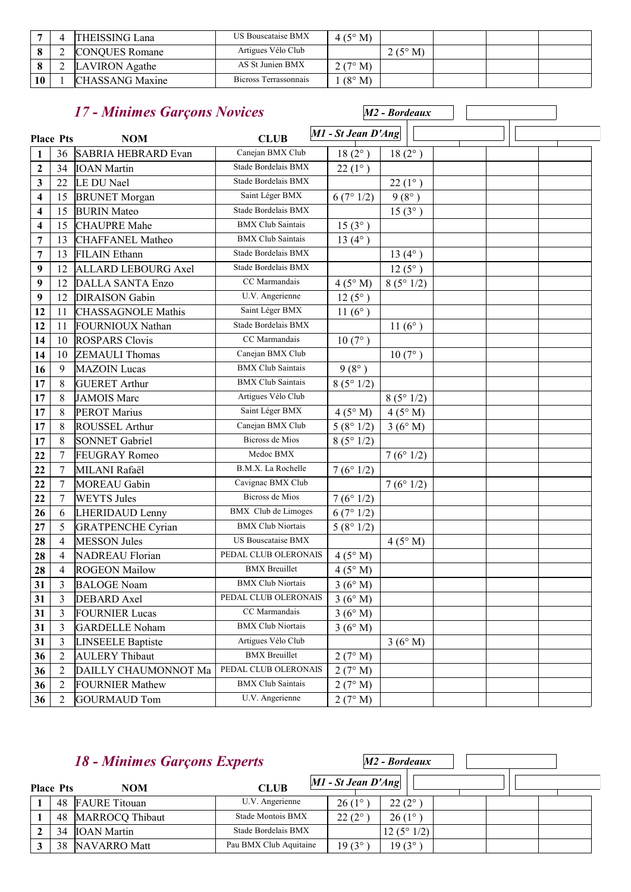| Place | Pts | NOM | CLUB | | | | | |
|---|---|---|---|---|---|---|---|---|
| 7 | 4 | THEISSING Lana | US Bouscataise BMX | 4 (5° M) | | | | |
| 8 | 2 | CONQUES Romane | Artigues Vélo Club | | 2 (5° M) | | | |
| 8 | 2 | LAVIRON Agathe | AS St Junien BMX | 2 (7° M) | | | | |
| 10 | 1 | CHASSANG Maxine | Bicross Terrassonnais | 1 (8° M) | | | | |

## *17 - Minimes Garçons Novices*

| Place | Pts | NOM | CLUB | M1 - St Jean D'Ang | M2 - Bordeaux | | | |
|---|---|---|---|---|---|---|---|---|
| 1 | 36 | SABRIA HEBRARD Evan | Canejan BMX Club | 18 (2° ) | 18 (2° ) | | | |
| 2 | 34 | IOAN Martin | Stade Bordelais BMX | 22 (1° ) | | | | |
| 3 | 22 | LE DU Nael | Stade Bordelais BMX | | 22 (1° ) | | | |
| 4 | 15 | BRUNET Morgan | Saint Léger BMX | 6 (7° 1/2) | 9 (8° ) | | | |
| 4 | 15 | BURIN Mateo | Stade Bordelais BMX | | 15 (3° ) | | | |
| 4 | 15 | CHAUPRE Mahe | BMX Club Saintais | 15 (3° ) | | | | |
| 7 | 13 | CHAFFANEL Matheo | BMX Club Saintais | 13 (4° ) | | | | |
| 7 | 13 | FILAIN Ethann | Stade Bordelais BMX | | 13 (4° ) | | | |
| 9 | 12 | ALLARD LEBOURG Axel | Stade Bordelais BMX | | 12 (5° ) | | | |
| 9 | 12 | DALLA SANTA Enzo | CC Marmandais | 4 (5° M) | 8 (5° 1/2) | | | |
| 9 | 12 | DIRAISON Gabin | U.V. Angerienne | 12 (5° ) | | | | |
| 12 | 11 | CHASSAGNOLE Mathis | Saint Léger BMX | 11 (6° ) | | | | |
| 12 | 11 | FOURNIOUX Nathan | Stade Bordelais BMX | | 11 (6° ) | | | |
| 14 | 10 | ROSPARS Clovis | CC Marmandais | 10 (7° ) | | | | |
| 14 | 10 | ZEMAULI Thomas | Canejan BMX Club | | 10 (7° ) | | | |
| 16 | 9 | MAZOIN Lucas | BMX Club Saintais | 9 (8° ) | | | | |
| 17 | 8 | GUERET Arthur | BMX Club Saintais | 8 (5° 1/2) | | | | |
| 17 | 8 | JAMOIS Marc | Artigues Vélo Club | | 8 (5° 1/2) | | | |
| 17 | 8 | PEROT Marius | Saint Léger BMX | 4 (5° M) | 4 (5° M) | | | |
| 17 | 8 | ROUSSEL Arthur | Canejan BMX Club | 5 (8° 1/2) | 3 (6° M) | | | |
| 17 | 8 | SONNET Gabriel | Bicross de Mios | 8 (5° 1/2) | | | | |
| 22 | 7 | FEUGRAY Romeo | Medoc BMX | | 7 (6° 1/2) | | | |
| 22 | 7 | MILANI Rafaël | B.M.X. La Rochelle | 7 (6° 1/2) | | | | |
| 22 | 7 | MOREAU Gabin | Cavignac BMX Club | | 7 (6° 1/2) | | | |
| 22 | 7 | WEYTS Jules | Bicross de Mios | 7 (6° 1/2) | | | | |
| 26 | 6 | LHERIDAUD Lenny | BMX Club de Limoges | 6 (7° 1/2) | | | | |
| 27 | 5 | GRATPENCHE Cyrian | BMX Club Niortais | 5 (8° 1/2) | | | | |
| 28 | 4 | MESSON Jules | US Bouscataise BMX | | 4 (5° M) | | | |
| 28 | 4 | NADREAU Florian | PEDAL CLUB OLERONAIS | 4 (5° M) | | | | |
| 28 | 4 | ROGEON Mailow | BMX Breuillet | 4 (5° M) | | | | |
| 31 | 3 | BALOGE Noam | BMX Club Niortais | 3 (6° M) | | | | |
| 31 | 3 | DEBARD Axel | PEDAL CLUB OLERONAIS | 3 (6° M) | | | | |
| 31 | 3 | FOURNIER Lucas | CC Marmandais | 3 (6° M) | | | | |
| 31 | 3 | GARDELLE Noham | BMX Club Niortais | 3 (6° M) | | | | |
| 31 | 3 | LINSEELE Baptiste | Artigues Vélo Club | | 3 (6° M) | | | |
| 36 | 2 | AULERY Thibaut | BMX Breuillet | 2 (7° M) | | | | |
| 36 | 2 | DAILLY CHAUMONNOT Ma | PEDAL CLUB OLERONAIS | 2 (7° M) | | | | |
| 36 | 2 | FOURNIER Mathew | BMX Club Saintais | 2 (7° M) | | | | |
| 36 | 2 | GOURMAUD Tom | U.V. Angerienne | 2 (7° M) | | | | |

## *18 - Minimes Garçons Experts*

| Place | Pts | NOM | CLUB | M1 - St Jean D'Ang | M2 - Bordeaux | | | |
|---|---|---|---|---|---|---|---|---|
| 1 | 48 | FAURE Titouan | U.V. Angerienne | 26 (1° ) | 22 (2° ) | | | |
| 1 | 48 | MARROCQ Thibaut | Stade Montois BMX | 22 (2° ) | 26 (1° ) | | | |
| 2 | 34 | IOAN Martin | Stade Bordelais BMX | | 12 (5° 1/2) | | | |
| 3 | 38 | NAVARRO Matt | Pau BMX Club Aquitaine | 19 (3° ) | 19 (3° ) | | | |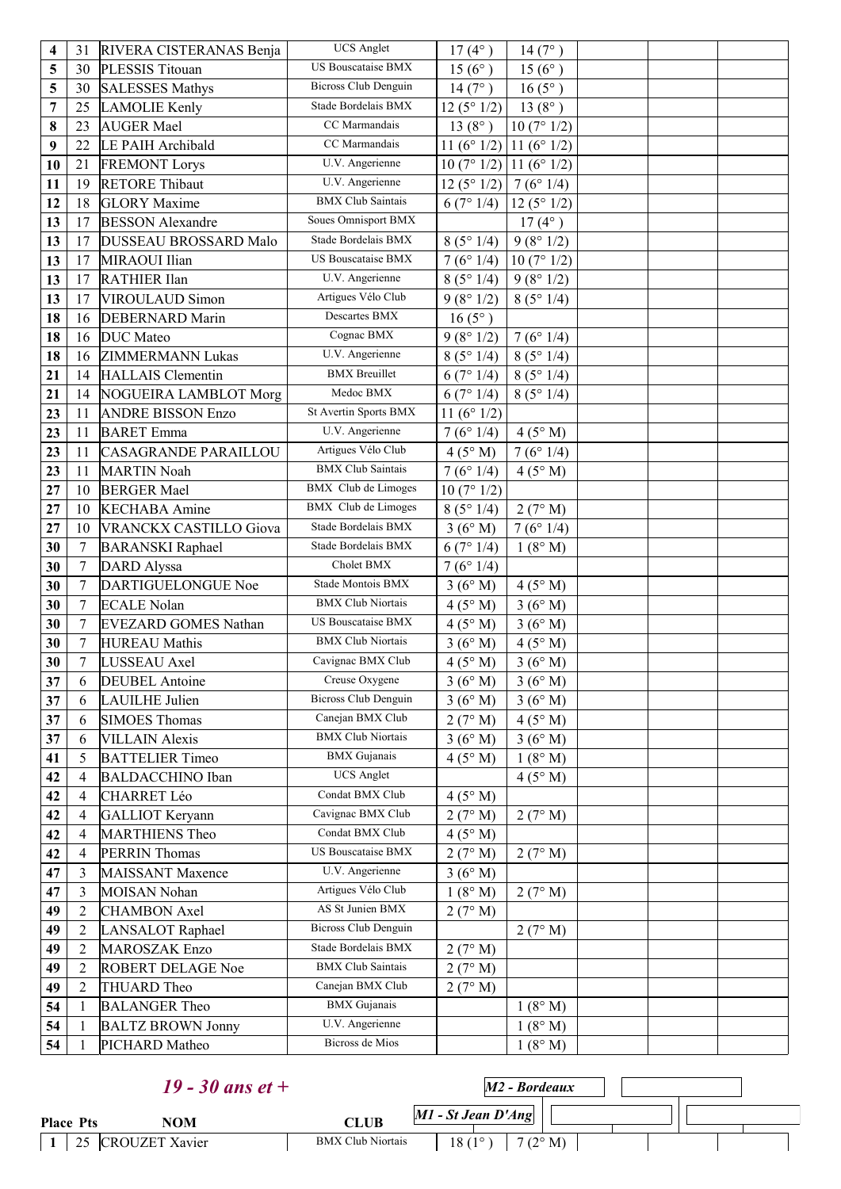| 4 | 31 | RIVERA CISTERANAS Benja | UCS Anglet | 17 (4° ) | 14 (7° ) | | | |
|---|---|---|---|---|---|---|---|---|
| 5 | 30 | PLESSIS Titouan | US Bouscataise BMX | 15 (6° ) | 15 (6° ) | | | |
| 5 | 30 | SALESSES Mathys | Bicross Club Denguin | 14 (7° ) | 16 (5° ) | | | |
| 7 | 25 | LAMOLIE Kenly | Stade Bordelais BMX | 12 (5° 1/2) | 13 (8° ) | | | |
| 8 | 23 | AUGER Mael | CC Marmandais | 13 (8° ) | 10 (7° 1/2) | | | |
| 9 | 22 | LE PAIH Archibald | CC Marmandais | 11 (6° 1/2) | 11 (6° 1/2) | | | |
| 10 | 21 | FREMONT Lorys | U.V. Angerienne | 10 (7° 1/2) | 11 (6° 1/2) | | | |
| 11 | 19 | RETORE Thibaut | U.V. Angerienne | 12 (5° 1/2) | 7 (6° 1/4) | | | |
| 12 | 18 | GLORY Maxime | BMX Club Saintais | 6 (7° 1/4) | 12 (5° 1/2) | | | |
| 13 | 17 | BESSON Alexandre | Soues Omnisport BMX | | 17 (4° ) | | | |
| 13 | 17 | DUSSEAU BROSSARD Malo | Stade Bordelais BMX | 8 (5° 1/4) | 9 (8° 1/2) | | | |
| 13 | 17 | MIRAOUI Ilian | US Bouscataise BMX | 7 (6° 1/4) | 10 (7° 1/2) | | | |
| 13 | 17 | RATHIER Ilan | U.V. Angerienne | 8 (5° 1/4) | 9 (8° 1/2) | | | |
| 13 | 17 | VIROULAUD Simon | Artigues Vélo Club | 9 (8° 1/2) | 8 (5° 1/4) | | | |
| 18 | 16 | DEBERNARD Marin | Descartes BMX | 16 (5° ) | | | | |
| 18 | 16 | DUC Mateo | Cognac BMX | 9 (8° 1/2) | 7 (6° 1/4) | | | |
| 18 | 16 | ZIMMERMANN Lukas | U.V. Angerienne | 8 (5° 1/4) | 8 (5° 1/4) | | | |
| 21 | 14 | HALLAIS Clementin | BMX Breuillet | 6 (7° 1/4) | 8 (5° 1/4) | | | |
| 21 | 14 | NOGUEIRA LAMBLOT Morg | Medoc BMX | 6 (7° 1/4) | 8 (5° 1/4) | | | |
| 23 | 11 | ANDRE BISSON Enzo | St Avertin Sports BMX | 11 (6° 1/2) | | | | |
| 23 | 11 | BARET Emma | U.V. Angerienne | 7 (6° 1/4) | 4 (5° M) | | | |
| 23 | 11 | CASAGRANDE PARAILLOU | Artigues Vélo Club | 4 (5° M) | 7 (6° 1/4) | | | |
| 23 | 11 | MARTIN Noah | BMX Club Saintais | 7 (6° 1/4) | 4 (5° M) | | | |
| 27 | 10 | BERGER Mael | BMX Club de Limoges | 10 (7° 1/2) | | | | |
| 27 | 10 | KECHABA Amine | BMX Club de Limoges | 8 (5° 1/4) | 2 (7° M) | | | |
| 27 | 10 | VRANCKX CASTILLO Giova | Stade Bordelais BMX | 3 (6° M) | 7 (6° 1/4) | | | |
| 30 | 7 | BARANSKI Raphael | Stade Bordelais BMX | 6 (7° 1/4) | 1 (8° M) | | | |
| 30 | 7 | DARD Alyssa | Cholet BMX | 7 (6° 1/4) | | | | |
| 30 | 7 | DARTIGUELONGUE Noe | Stade Montois BMX | 3 (6° M) | 4 (5° M) | | | |
| 30 | 7 | ECALE Nolan | BMX Club Niortais | 4 (5° M) | 3 (6° M) | | | |
| 30 | 7 | EVEZARD GOMES Nathan | US Bouscataise BMX | 4 (5° M) | 3 (6° M) | | | |
| 30 | 7 | HUREAU Mathis | BMX Club Niortais | 3 (6° M) | 4 (5° M) | | | |
| 30 | 7 | LUSSEAU Axel | Cavignac BMX Club | 4 (5° M) | 3 (6° M) | | | |
| 37 | 6 | DEUBEL Antoine | Creuse Oxygene | 3 (6° M) | 3 (6° M) | | | |
| 37 | 6 | LAUILHE Julien | Bicross Club Denguin | 3 (6° M) | 3 (6° M) | | | |
| 37 | 6 | SIMOES Thomas | Canejan BMX Club | 2 (7° M) | 4 (5° M) | | | |
| 37 | 6 | VILLAIN Alexis | BMX Club Niortais | 3 (6° M) | 3 (6° M) | | | |
| 41 | 5 | BATTELIER Timeo | BMX Gujanais | 4 (5° M) | 1 (8° M) | | | |
| 42 | 4 | BALDACCHINO Iban | UCS Anglet | | 4 (5° M) | | | |
| 42 | 4 | CHARRET Léo | Condat BMX Club | 4 (5° M) | | | | |
| 42 | 4 | GALLIOT Keryann | Cavignac BMX Club | 2 (7° M) | 2 (7° M) | | | |
| 42 | 4 | MARTHIENS Theo | Condat BMX Club | 4 (5° M) | | | | |
| 42 | 4 | PERRIN Thomas | US Bouscataise BMX | 2 (7° M) | 2 (7° M) | | | |
| 47 | 3 | MAISSANT Maxence | U.V. Angerienne | 3 (6° M) | | | | |
| 47 | 3 | MOISAN Nohan | Artigues Vélo Club | 1 (8° M) | 2 (7° M) | | | |
| 49 | 2 | CHAMBON Axel | AS St Junien BMX | 2 (7° M) | | | | |
| 49 | 2 | LANSALOT Raphael | Bicross Club Denguin | | 2 (7° M) | | | |
| 49 | 2 | MAROSZAK Enzo | Stade Bordelais BMX | 2 (7° M) | | | | |
| 49 | 2 | ROBERT DELAGE Noe | BMX Club Saintais | 2 (7° M) | | | | |
| 49 | 2 | THUARD Theo | Canejan BMX Club | 2 (7° M) | | | | |
| 54 | 1 | BALANGER Theo | BMX Gujanais | | 1 (8° M) | | | |
| 54 | 1 | BALTZ BROWN Jonny | U.V. Angerienne | | 1 (8° M) | | | |
| 54 | 1 | PICHARD Matheo | Bicross de Mios | | 1 (8° M) | | | |

## *19 - 30 ans et +*

| Place | Pts | NOM | CLUB | *M1 - St Jean D'Ang* | *M2 - Bordeaux* | | | |
|---|---|---|---|---|---|---|---|---|
| 1 | 25 | CROUZET Xavier | BMX Club Niortais | 18 (1° ) | 7 (2° M) | | | |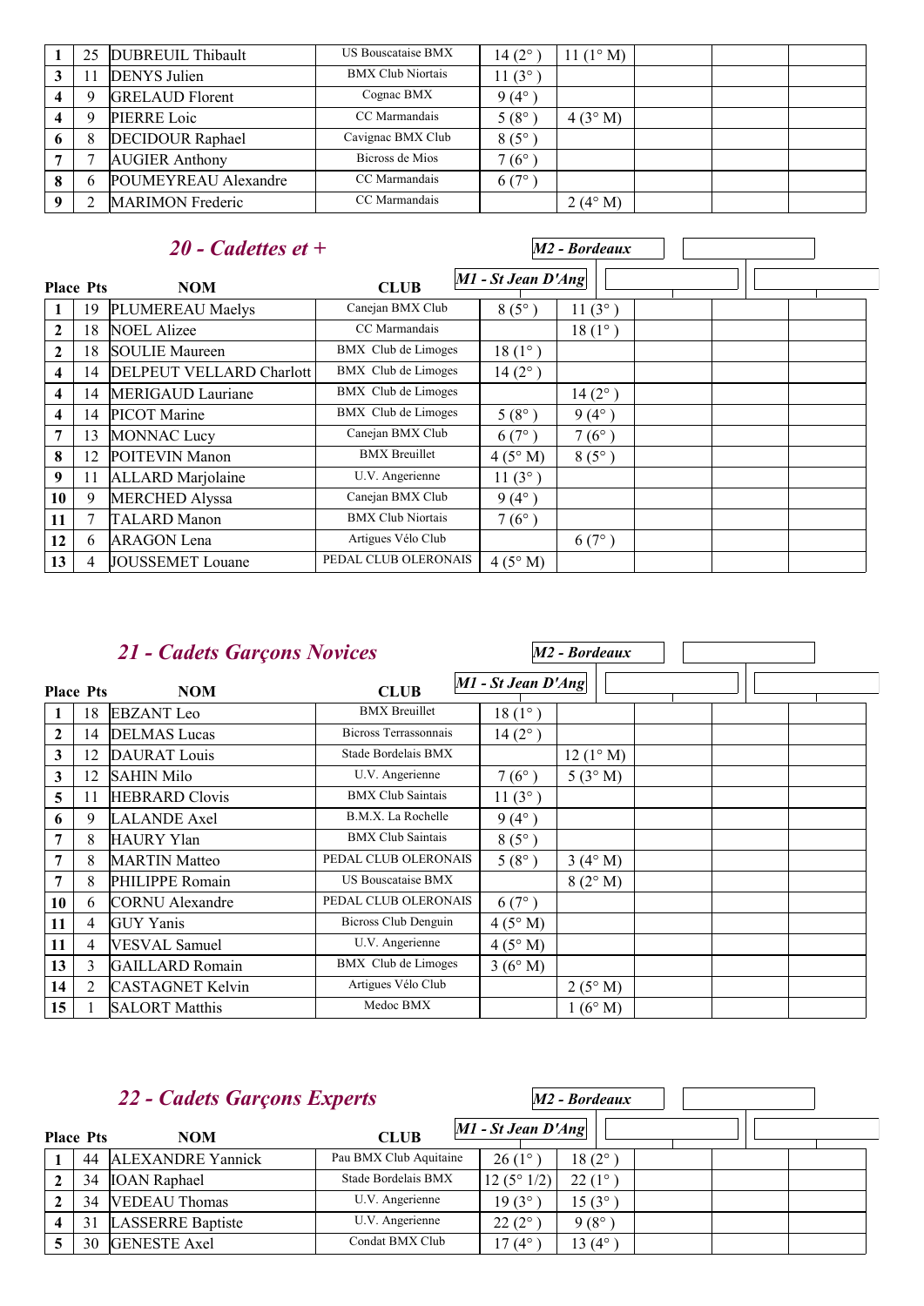| Place | Pts | NOM | CLUB | M1 - St Jean D'Ang | M2 - Bordeaux | | | |
|---|---|---|---|---|---|---|---|---|
| 1 | 25 | DUBREUIL Thibault | US Bouscataise BMX | 14 (2° ) | 11 (1° M) | | | |
| 3 | 11 | DENYS Julien | BMX Club Niortais | 11 (3° ) | | | | |
| 4 | 9 | GRELAUD Florent | Cognac BMX | 9 (4° ) | | | | |
| 4 | 9 | PIERRE Loic | CC Marmandais | 5 (8° ) | 4 (3° M) | | | |
| 6 | 8 | DECIDOUR Raphael | Cavignac BMX Club | 8 (5° ) | | | | |
| 7 | 7 | AUGIER Anthony | Bicross de Mios | 7 (6° ) | | | | |
| 8 | 6 | POUMEYREAU Alexandre | CC Marmandais | 6 (7° ) | | | | |
| 9 | 2 | MARIMON Frederic | CC Marmandais | | 2 (4° M) | | | |

## *20 - Cadettes et +*

| Place | Pts | NOM | CLUB | M1 - St Jean D'Ang | M2 - Bordeaux | | | |
|---|---|---|---|---|---|---|---|---|
| 1 | 19 | PLUMEREAU Maelys | Canejan BMX Club | 8 (5° ) | 11 (3° ) | | | |
| 2 | 18 | NOEL Alizee | CC Marmandais | | 18 (1° ) | | | |
| 2 | 18 | SOULIE Maureen | BMX Club de Limoges | 18 (1° ) | | | | |
| 4 | 14 | DELPEUT VELLARD Charlott | BMX Club de Limoges | 14 (2° ) | | | | |
| 4 | 14 | MERIGAUD Lauriane | BMX Club de Limoges | | 14 (2° ) | | | |
| 4 | 14 | PICOT Marine | BMX Club de Limoges | 5 (8° ) | 9 (4° ) | | | |
| 7 | 13 | MONNAC Lucy | Canejan BMX Club | 6 (7° ) | 7 (6° ) | | | |
| 8 | 12 | POITEVIN Manon | BMX Breuillet | 4 (5° M) | 8 (5° ) | | | |
| 9 | 11 | ALLARD Marjolaine | U.V. Angerienne | 11 (3° ) | | | | |
| 10 | 9 | MERCHED Alyssa | Canejan BMX Club | 9 (4° ) | | | | |
| 11 | 7 | TALARD Manon | BMX Club Niortais | 7 (6° ) | | | | |
| 12 | 6 | ARAGON Lena | Artigues Vélo Club | | 6 (7° ) | | | |
| 13 | 4 | JOUSSEMET Louane | PEDAL CLUB OLERONAIS | 4 (5° M) | | | | |

## *21 - Cadets Garçons Novices*

| Place | Pts | NOM | CLUB | M1 - St Jean D'Ang | M2 - Bordeaux | | | |
|---|---|---|---|---|---|---|---|---|
| 1 | 18 | EBZANT Leo | BMX Breuillet | 18 (1° ) | | | | |
| 2 | 14 | DELMAS Lucas | Bicross Terrassonnais | 14 (2° ) | | | | |
| 3 | 12 | DAURAT Louis | Stade Bordelais BMX | | 12 (1° M) | | | |
| 3 | 12 | SAHIN Milo | U.V. Angerienne | 7 (6° ) | 5 (3° M) | | | |
| 5 | 11 | HEBRARD Clovis | BMX Club Saintais | 11 (3° ) | | | | |
| 6 | 9 | LALANDE Axel | B.M.X. La Rochelle | 9 (4° ) | | | | |
| 7 | 8 | HAURY Ylan | BMX Club Saintais | 8 (5° ) | | | | |
| 7 | 8 | MARTIN Matteo | PEDAL CLUB OLERONAIS | 5 (8° ) | 3 (4° M) | | | |
| 7 | 8 | PHILIPPE Romain | US Bouscataise BMX | | 8 (2° M) | | | |
| 10 | 6 | CORNU Alexandre | PEDAL CLUB OLERONAIS | 6 (7° ) | | | | |
| 11 | 4 | GUY Yanis | Bicross Club Denguin | 4 (5° M) | | | | |
| 11 | 4 | VESVAL Samuel | U.V. Angerienne | 4 (5° M) | | | | |
| 13 | 3 | GAILLARD Romain | BMX Club de Limoges | 3 (6° M) | | | | |
| 14 | 2 | CASTAGNET Kelvin | Artigues Vélo Club | | 2 (5° M) | | | |
| 15 | 1 | SALORT Matthis | Medoc BMX | | 1 (6° M) | | | |

## *22 - Cadets Garçons Experts*

| Place | Pts | NOM | CLUB | M1 - St Jean D'Ang | M2 - Bordeaux | | | |
|---|---|---|---|---|---|---|---|---|
| 1 | 44 | ALEXANDRE Yannick | Pau BMX Club Aquitaine | 26 (1° ) | 18 (2° ) | | | |
| 2 | 34 | IOAN Raphael | Stade Bordelais BMX | 12 (5° 1/2) | 22 (1° ) | | | |
| 2 | 34 | VEDEAU Thomas | U.V. Angerienne | 19 (3° ) | 15 (3° ) | | | |
| 4 | 31 | LASSERRE Baptiste | U.V. Angerienne | 22 (2° ) | 9 (8° ) | | | |
| 5 | 30 | GENESTE Axel | Condat BMX Club | 17 (4° ) | 13 (4° ) | | | |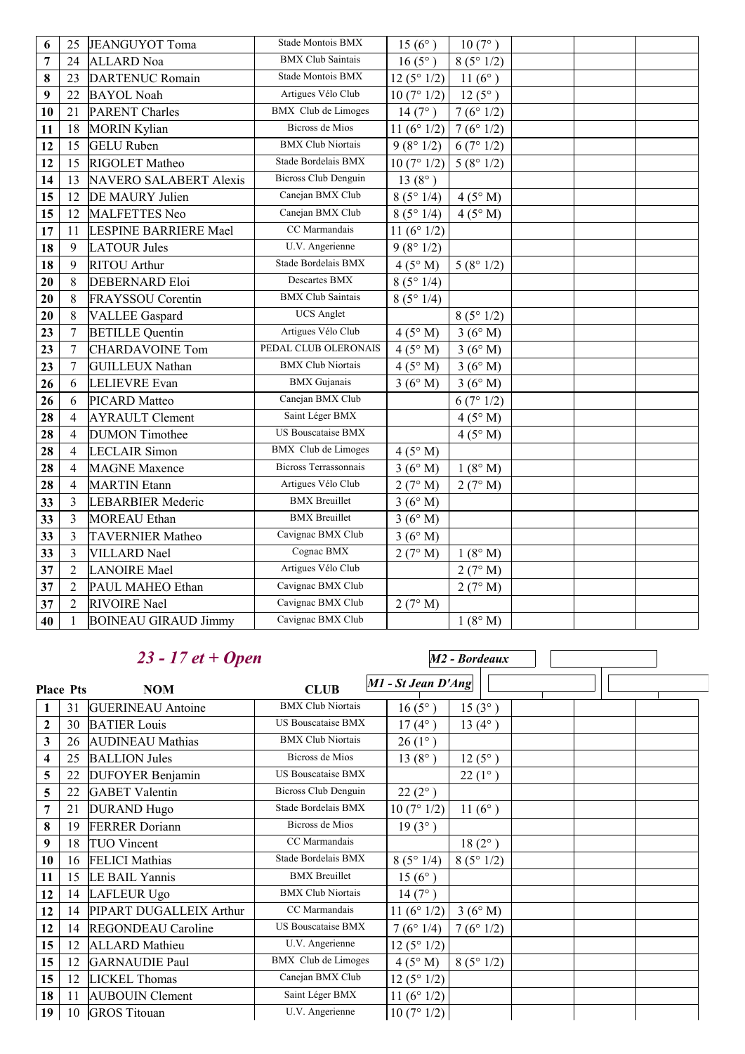| | | | | | | | |
|---|---|---|---|---|---|---|---|
| 6 | 25 | JEANGUYOT Toma | Stade Montois BMX | 15 (6° ) | 10 (7° ) | | |
| 7 | 24 | ALLARD Noa | BMX Club Saintais | 16 (5° ) | 8 (5° 1/2) | | |
| 8 | 23 | DARTENUC Romain | Stade Montois BMX | 12 (5° 1/2) | 11 (6° ) | | |
| 9 | 22 | BAYOL Noah | Artigues Vélo Club | 10 (7° 1/2) | 12 (5° ) | | |
| 10 | 21 | PARENT Charles | BMX Club de Limoges | 14 (7° ) | 7 (6° 1/2) | | |
| 11 | 18 | MORIN Kylian | Bicross de Mios | 11 (6° 1/2) | 7 (6° 1/2) | | |
| 12 | 15 | GELU Ruben | BMX Club Niortais | 9 (8° 1/2) | 6 (7° 1/2) | | |
| 12 | 15 | RIGOLET Matheo | Stade Bordelais BMX | 10 (7° 1/2) | 5 (8° 1/2) | | |
| 14 | 13 | NAVERO SALABERT Alexis | Bicross Club Denguin | 13 (8° ) | | | |
| 15 | 12 | DE MAURY Julien | Canejan BMX Club | 8 (5° 1/4) | 4 (5° M) | | |
| 15 | 12 | MALFETTES Neo | Canejan BMX Club | 8 (5° 1/4) | 4 (5° M) | | |
| 17 | 11 | LESPINE BARRIERE Mael | CC Marmandais | 11 (6° 1/2) | | | |
| 18 | 9 | LATOUR Jules | U.V. Angerienne | 9 (8° 1/2) | | | |
| 18 | 9 | RITOU Arthur | Stade Bordelais BMX | 4 (5° M) | 5 (8° 1/2) | | |
| 20 | 8 | DEBERNARD Eloi | Descartes BMX | 8 (5° 1/4) | | | |
| 20 | 8 | FRAYSSOU Corentin | BMX Club Saintais | 8 (5° 1/4) | | | |
| 20 | 8 | VALLEE Gaspard | UCS Anglet | | 8 (5° 1/2) | | |
| 23 | 7 | BETILLE Quentin | Artigues Vélo Club | 4 (5° M) | 3 (6° M) | | |
| 23 | 7 | CHARDAVOINE Tom | PEDAL CLUB OLERONAIS | 4 (5° M) | 3 (6° M) | | |
| 23 | 7 | GUILLEUX Nathan | BMX Club Niortais | 4 (5° M) | 3 (6° M) | | |
| 26 | 6 | LELIEVRE Evan | BMX Gujanais | 3 (6° M) | 3 (6° M) | | |
| 26 | 6 | PICARD Matteo | Canejan BMX Club | | 6 (7° 1/2) | | |
| 28 | 4 | AYRAULT Clement | Saint Léger BMX | | 4 (5° M) | | |
| 28 | 4 | DUMON Timothee | US Bouscataise BMX | | 4 (5° M) | | |
| 28 | 4 | LECLAIR Simon | BMX Club de Limoges | 4 (5° M) | | | |
| 28 | 4 | MAGNE Maxence | Bicross Terrassonnais | 3 (6° M) | 1 (8° M) | | |
| 28 | 4 | MARTIN Etann | Artigues Vélo Club | 2 (7° M) | 2 (7° M) | | |
| 33 | 3 | LEBARBIER Mederic | BMX Breuillet | 3 (6° M) | | | |
| 33 | 3 | MOREAU Ethan | BMX Breuillet | 3 (6° M) | | | |
| 33 | 3 | TAVERNIER Matheo | Cavignac BMX Club | 3 (6° M) | | | |
| 33 | 3 | VILLARD Nael | Cognac BMX | 2 (7° M) | 1 (8° M) | | |
| 37 | 2 | LANOIRE Mael | Artigues Vélo Club | | 2 (7° M) | | |
| 37 | 2 | PAUL MAHEO Ethan | Cavignac BMX Club | | 2 (7° M) | | |
| 37 | 2 | RIVOIRE Nael | Cavignac BMX Club | 2 (7° M) | | | |
| 40 | 1 | BOINEAU GIRAUD Jimmy | Cavignac BMX Club | | 1 (8° M) | | |

## *23 - 17 et + Open*

| Place | Pts | NOM | CLUB | M1 - St Jean D'Ang | M2 - Bordeaux | | |
|---|---|---|---|---|---|---|---|
| 1 | 31 | GUERINEAU Antoine | BMX Club Niortais | 16 (5° ) | 15 (3° ) | | |
| 2 | 30 | BATIER Louis | US Bouscataise BMX | 17 (4° ) | 13 (4° ) | | |
| 3 | 26 | AUDINEAU Mathias | BMX Club Niortais | 26 (1° ) | | | |
| 4 | 25 | BALLION Jules | Bicross de Mios | 13 (8° ) | 12 (5° ) | | |
| 5 | 22 | DUFOYER Benjamin | US Bouscataise BMX | | 22 (1° ) | | |
| 5 | 22 | GABET Valentin | Bicross Club Denguin | 22 (2° ) | | | |
| 7 | 21 | DURAND Hugo | Stade Bordelais BMX | 10 (7° 1/2) | 11 (6° ) | | |
| 8 | 19 | FERRER Doriann | Bicross de Mios | 19 (3° ) | | | |
| 9 | 18 | TUO Vincent | CC Marmandais | | 18 (2° ) | | |
| 10 | 16 | FELICI Mathias | Stade Bordelais BMX | 8 (5° 1/4) | 8 (5° 1/2) | | |
| 11 | 15 | LE BAIL Yannis | BMX Breuillet | 15 (6° ) | | | |
| 12 | 14 | LAFLEUR Ugo | BMX Club Niortais | 14 (7° ) | | | |
| 12 | 14 | PIPART DUGALLEIX Arthur | CC Marmandais | 11 (6° 1/2) | 3 (6° M) | | |
| 12 | 14 | REGONDEAU Caroline | US Bouscataise BMX | 7 (6° 1/4) | 7 (6° 1/2) | | |
| 15 | 12 | ALLARD Mathieu | U.V. Angerienne | 12 (5° 1/2) | | | |
| 15 | 12 | GARNAUDIE Paul | BMX Club de Limoges | 4 (5° M) | 8 (5° 1/2) | | |
| 15 | 12 | LICKEL Thomas | Canejan BMX Club | 12 (5° 1/2) | | | |
| 18 | 11 | AUBOUIN Clement | Saint Léger BMX | 11 (6° 1/2) | | | |
| 19 | 10 | GROS Titouan | U.V. Angerienne | 10 (7° 1/2) | | | |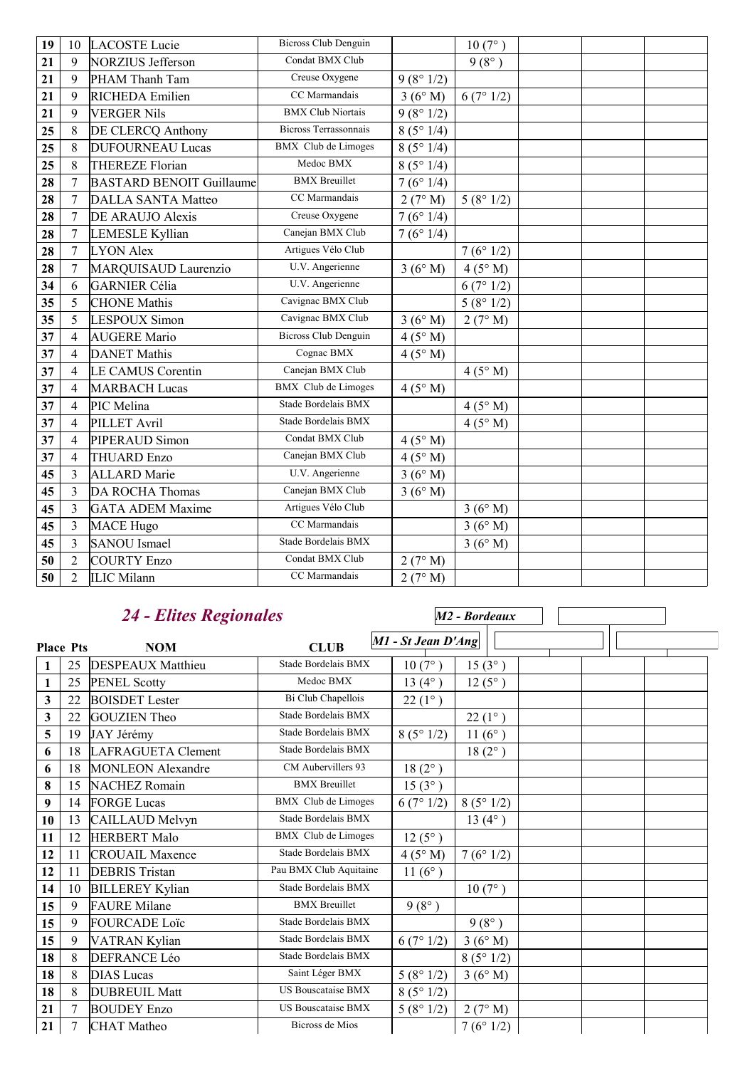| | | | | | | | | |
|---|---|---|---|---|---|---|---|---|
| 19 | 10 | LACOSTE Lucie | Bicross Club Denguin | | 10 (7° ) | | | |
| 21 | 9 | NORZIUS Jefferson | Condat BMX Club | | 9 (8° ) | | | |
| 21 | 9 | PHAM Thanh Tam | Creuse Oxygene | 9 (8° 1/2) | | | | |
| 21 | 9 | RICHEDA Emilien | CC Marmandais | 3 (6° M) | 6 (7° 1/2) | | | |
| 21 | 9 | VERGER Nils | BMX Club Niortais | 9 (8° 1/2) | | | | |
| 25 | 8 | DE CLERCQ Anthony | Bicross Terrassonnais | 8 (5° 1/4) | | | | |
| 25 | 8 | DUFOURNEAU Lucas | BMX Club de Limoges | 8 (5° 1/4) | | | | |
| 25 | 8 | THEREZE Florian | Medoc BMX | 8 (5° 1/4) | | | | |
| 28 | 7 | BASTARD BENOIT Guillaume | BMX Breuillet | 7 (6° 1/4) | | | | |
| 28 | 7 | DALLA SANTA Matteo | CC Marmandais | 2 (7° M) | 5 (8° 1/2) | | | |
| 28 | 7 | DE ARAUJO Alexis | Creuse Oxygene | 7 (6° 1/4) | | | | |
| 28 | 7 | LEMESLE Kyllian | Canejan BMX Club | 7 (6° 1/4) | | | | |
| 28 | 7 | LYON Alex | Artigues Vélo Club | | 7 (6° 1/2) | | | |
| 28 | 7 | MARQUISAUD Laurenzio | U.V. Angerienne | 3 (6° M) | 4 (5° M) | | | |
| 34 | 6 | GARNIER Célia | U.V. Angerienne | | 6 (7° 1/2) | | | |
| 35 | 5 | CHONE Mathis | Cavignac BMX Club | | 5 (8° 1/2) | | | |
| 35 | 5 | LESPOUX Simon | Cavignac BMX Club | 3 (6° M) | 2 (7° M) | | | |
| 37 | 4 | AUGERE Mario | Bicross Club Denguin | 4 (5° M) | | | | |
| 37 | 4 | DANET Mathis | Cognac BMX | 4 (5° M) | | | | |
| 37 | 4 | LE CAMUS Corentin | Canejan BMX Club | | 4 (5° M) | | | |
| 37 | 4 | MARBACH Lucas | BMX Club de Limoges | 4 (5° M) | | | | |
| 37 | 4 | PIC Melina | Stade Bordelais BMX | | 4 (5° M) | | | |
| 37 | 4 | PILLET Avril | Stade Bordelais BMX | | 4 (5° M) | | | |
| 37 | 4 | PIPERAUD Simon | Condat BMX Club | 4 (5° M) | | | | |
| 37 | 4 | THUARD Enzo | Canejan BMX Club | 4 (5° M) | | | | |
| 45 | 3 | ALLARD Marie | U.V. Angerienne | 3 (6° M) | | | | |
| 45 | 3 | DA ROCHA Thomas | Canejan BMX Club | 3 (6° M) | | | | |
| 45 | 3 | GATA ADEM Maxime | Artigues Vélo Club | | 3 (6° M) | | | |
| 45 | 3 | MACE Hugo | CC Marmandais | | 3 (6° M) | | | |
| 45 | 3 | SANOU Ismael | Stade Bordelais BMX | | 3 (6° M) | | | |
| 50 | 2 | COURTY Enzo | Condat BMX Club | 2 (7° M) | | | | |
| 50 | 2 | ILIC Milann | CC Marmandais | 2 (7° M) | | | | |

## *24 - Elites Regionales*

| Place | Pts | NOM | CLUB | *M1 - St Jean D'Ang* | *M2 - Bordeaux* | | | |
|---|---|---|---|---|---|---|---|---|
| 1 | 25 | DESPEAUX Matthieu | Stade Bordelais BMX | 10 (7° ) | 15 (3° ) | | | |
| 1 | 25 | PENEL Scotty | Medoc BMX | 13 (4° ) | 12 (5° ) | | | |
| 3 | 22 | BOISDET Lester | Bi Club Chapellois | 22 (1° ) | | | | |
| 3 | 22 | GOUZIEN Theo | Stade Bordelais BMX | | 22 (1° ) | | | |
| 5 | 19 | JAY Jérémy | Stade Bordelais BMX | 8 (5° 1/2) | 11 (6° ) | | | |
| 6 | 18 | LAFRAGUETA Clement | Stade Bordelais BMX | | 18 (2° ) | | | |
| 6 | 18 | MONLEON Alexandre | CM Aubervillers 93 | 18 (2° ) | | | | |
| 8 | 15 | NACHEZ Romain | BMX Breuillet | 15 (3° ) | | | | |
| 9 | 14 | FORGE Lucas | BMX Club de Limoges | 6 (7° 1/2) | 8 (5° 1/2) | | | |
| 10 | 13 | CAILLAUD Melvyn | Stade Bordelais BMX | | 13 (4° ) | | | |
| 11 | 12 | HERBERT Malo | BMX Club de Limoges | 12 (5° ) | | | | |
| 12 | 11 | CROUAIL Maxence | Stade Bordelais BMX | 4 (5° M) | 7 (6° 1/2) | | | |
| 12 | 11 | DEBRIS Tristan | Pau BMX Club Aquitaine | 11 (6° ) | | | | |
| 14 | 10 | BILLEREY Kylian | Stade Bordelais BMX | | 10 (7° ) | | | |
| 15 | 9 | FAURE Milane | BMX Breuillet | 9 (8° ) | | | | |
| 15 | 9 | FOURCADE Loïc | Stade Bordelais BMX | | 9 (8° ) | | | |
| 15 | 9 | VATRAN Kylian | Stade Bordelais BMX | 6 (7° 1/2) | 3 (6° M) | | | |
| 18 | 8 | DEFRANCE Léo | Stade Bordelais BMX | | 8 (5° 1/2) | | | |
| 18 | 8 | DIAS Lucas | Saint Léger BMX | 5 (8° 1/2) | 3 (6° M) | | | |
| 18 | 8 | DUBREUIL Matt | US Bouscataise BMX | 8 (5° 1/2) | | | | |
| 21 | 7 | BOUDEY Enzo | US Bouscataise BMX | 5 (8° 1/2) | 2 (7° M) | | | |
| 21 | 7 | CHAT Matheo | Bicross de Mios | | 7 (6° 1/2) | | | |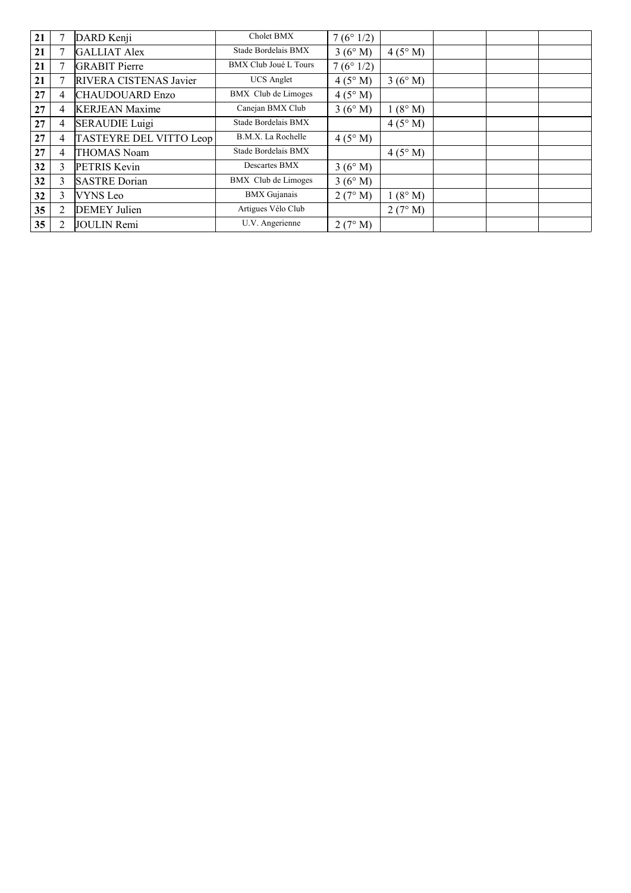| | | | | | | | | |
|---|---|---|---|---|---|---|---|---|
| 21 | 7 | DARD Kenji | Cholet BMX | 7 (6° 1/2) | | | | |
| 21 | 7 | GALLIAT Alex | Stade Bordelais BMX | 3 (6° M) | 4 (5° M) | | | |
| 21 | 7 | GRABIT Pierre | BMX Club Joué L Tours | 7 (6° 1/2) | | | | |
| 21 | 7 | RIVERA CISTENAS Javier | UCS Anglet | 4 (5° M) | 3 (6° M) | | | |
| 27 | 4 | CHAUDOUARD Enzo | BMX Club de Limoges | 4 (5° M) | | | | |
| 27 | 4 | KERJEAN Maxime | Canejan BMX Club | 3 (6° M) | 1 (8° M) | | | |
| 27 | 4 | SERAUDIE Luigi | Stade Bordelais BMX | | 4 (5° M) | | | |
| 27 | 4 | TASTEYRE DEL VITTO Leop | B.M.X. La Rochelle | 4 (5° M) | | | | |
| 27 | 4 | THOMAS Noam | Stade Bordelais BMX | | 4 (5° M) | | | |
| 32 | 3 | PETRIS Kevin | Descartes BMX | 3 (6° M) | | | | |
| 32 | 3 | SASTRE Dorian | BMX Club de Limoges | 3 (6° M) | | | | |
| 32 | 3 | VYNS Leo | BMX Gujanais | 2 (7° M) | 1 (8° M) | | | |
| 35 | 2 | DEMEY Julien | Artigues Vélo Club | | 2 (7° M) | | | |
| 35 | 2 | JOULIN Remi | U.V. Angerienne | 2 (7° M) | | | | |